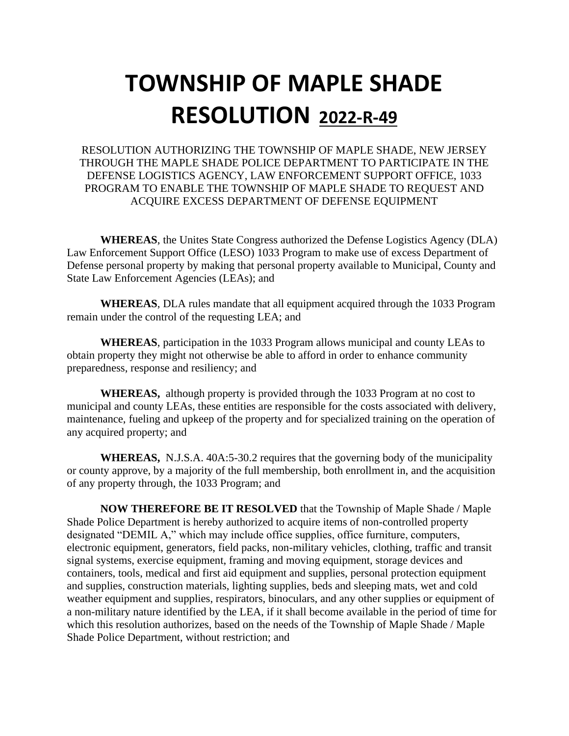# TOWNSHIP OF MAPLE SHADE
# RESOLUTION 2022-R-49

RESOLUTION AUTHORIZING THE TOWNSHIP OF MAPLE SHADE, NEW JERSEY THROUGH THE MAPLE SHADE POLICE DEPARTMENT TO PARTICIPATE IN THE DEFENSE LOGISTICS AGENCY, LAW ENFORCEMENT SUPPORT OFFICE, 1033 PROGRAM TO ENABLE THE TOWNSHIP OF MAPLE SHADE TO REQUEST AND ACQUIRE EXCESS DEPARTMENT OF DEFENSE EQUIPMENT

**WHEREAS**, the Unites State Congress authorized the Defense Logistics Agency (DLA) Law Enforcement Support Office (LESO) 1033 Program to make use of excess Department of Defense personal property by making that personal property available to Municipal, County and State Law Enforcement Agencies (LEAs); and

**WHEREAS**, DLA rules mandate that all equipment acquired through the 1033 Program remain under the control of the requesting LEA; and

**WHEREAS**, participation in the 1033 Program allows municipal and county LEAs to obtain property they might not otherwise be able to afford in order to enhance community preparedness, response and resiliency; and

**WHEREAS,** although property is provided through the 1033 Program at no cost to municipal and county LEAs, these entities are responsible for the costs associated with delivery, maintenance, fueling and upkeep of the property and for specialized training on the operation of any acquired property; and

**WHEREAS,** N.J.S.A. 40A:5-30.2 requires that the governing body of the municipality or county approve, by a majority of the full membership, both enrollment in, and the acquisition of any property through, the 1033 Program; and

**NOW THEREFORE BE IT RESOLVED** that the Township of Maple Shade / Maple Shade Police Department is hereby authorized to acquire items of non-controlled property designated "DEMIL A," which may include office supplies, office furniture, computers, electronic equipment, generators, field packs, non-military vehicles, clothing, traffic and transit signal systems, exercise equipment, framing and moving equipment, storage devices and containers, tools, medical and first aid equipment and supplies, personal protection equipment and supplies, construction materials, lighting supplies, beds and sleeping mats, wet and cold weather equipment and supplies, respirators, binoculars, and any other supplies or equipment of a non-military nature identified by the LEA, if it shall become available in the period of time for which this resolution authorizes, based on the needs of the Township of Maple Shade / Maple Shade Police Department, without restriction; and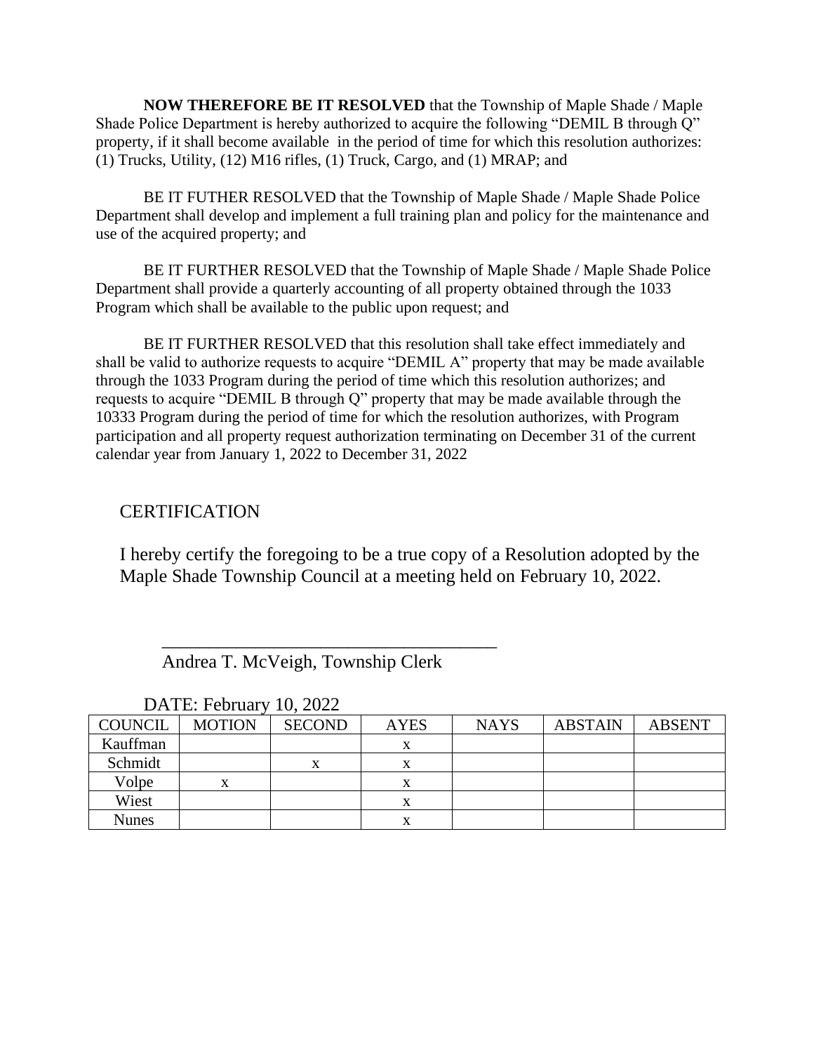**NOW THEREFORE BE IT RESOLVED** that the Township of Maple Shade / Maple Shade Police Department is hereby authorized to acquire the following "DEMIL B through Q" property, if it shall become available in the period of time for which this resolution authorizes: (1) Trucks, Utility, (12) M16 rifles, (1) Truck, Cargo, and (1) MRAP; and

BE IT FUTHER RESOLVED that the Township of Maple Shade / Maple Shade Police Department shall develop and implement a full training plan and policy for the maintenance and use of the acquired property; and

BE IT FURTHER RESOLVED that the Township of Maple Shade / Maple Shade Police Department shall provide a quarterly accounting of all property obtained through the 1033 Program which shall be available to the public upon request; and

BE IT FURTHER RESOLVED that this resolution shall take effect immediately and shall be valid to authorize requests to acquire "DEMIL A" property that may be made available through the 1033 Program during the period of time which this resolution authorizes; and requests to acquire "DEMIL B through Q" property that may be made available through the 10333 Program during the period of time for which the resolution authorizes, with Program participation and all property request authorization terminating on December 31 of the current calendar year from January 1, 2022 to December 31, 2022

CERTIFICATION

I hereby certify the foregoing to be a true copy of a Resolution adopted by the Maple Shade Township Council at a meeting held on February 10, 2022.

\_\_\_\_\_\_\_\_\_\_\_\_\_\_\_\_\_\_\_\_\_\_\_\_\_\_\_\_\_\_\_\_\_\_\_\_
Andrea T. McVeigh, Township Clerk

DATE: February 10, 2022

| COUNCIL | MOTION | SECOND | AYES | NAYS | ABSTAIN | ABSENT |
|---|---|---|---|---|---|---|
| Kauffman | | | x | | | |
| Schmidt | | x | x | | | |
| Volpe | x | | x | | | |
| Wiest | | | x | | | |
| Nunes | | | x | | | |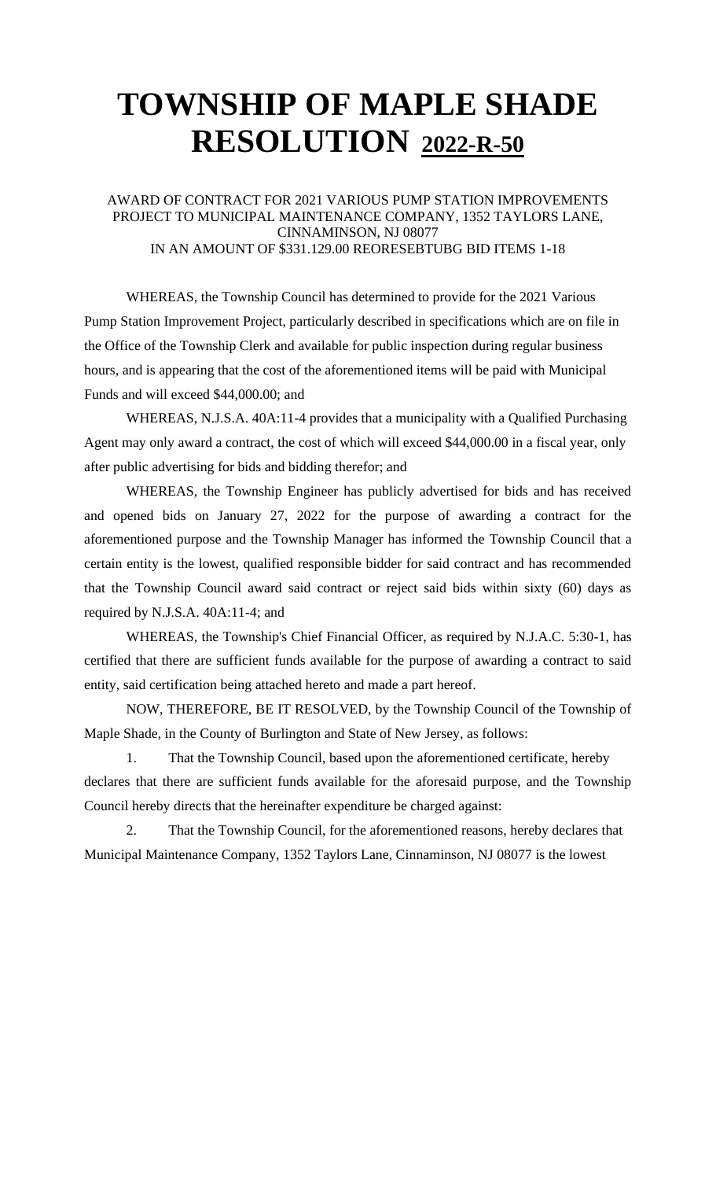# TOWNSHIP OF MAPLE SHADE RESOLUTION 2022-R-50

AWARD OF CONTRACT FOR 2021 VARIOUS PUMP STATION IMPROVEMENTS PROJECT TO MUNICIPAL MAINTENANCE COMPANY, 1352 TAYLORS LANE, CINNAMINSON, NJ 08077
IN AN AMOUNT OF $331.129.00 REORESEBTUBG BID ITEMS 1-18

WHEREAS, the Township Council has determined to provide for the 2021 Various Pump Station Improvement Project, particularly described in specifications which are on file in the Office of the Township Clerk and available for public inspection during regular business hours, and is appearing that the cost of the aforementioned items will be paid with Municipal Funds and will exceed $44,000.00; and

WHEREAS, N.J.S.A. 40A:11-4 provides that a municipality with a Qualified Purchasing Agent may only award a contract, the cost of which will exceed $44,000.00 in a fiscal year, only after public advertising for bids and bidding therefor; and

WHEREAS, the Township Engineer has publicly advertised for bids and has received and opened bids on January 27, 2022 for the purpose of awarding a contract for the aforementioned purpose and the Township Manager has informed the Township Council that a certain entity is the lowest, qualified responsible bidder for said contract and has recommended that the Township Council award said contract or reject said bids within sixty (60) days as required by N.J.S.A. 40A:11-4; and

WHEREAS, the Township's Chief Financial Officer, as required by N.J.A.C. 5:30-1, has certified that there are sufficient funds available for the purpose of awarding a contract to said entity, said certification being attached hereto and made a part hereof.

NOW, THEREFORE, BE IT RESOLVED, by the Township Council of the Township of Maple Shade, in the County of Burlington and State of New Jersey, as follows:

1. That the Township Council, based upon the aforementioned certificate, hereby declares that there are sufficient funds available for the aforesaid purpose, and the Township Council hereby directs that the hereinafter expenditure be charged against:

2. That the Township Council, for the aforementioned reasons, hereby declares that Municipal Maintenance Company, 1352 Taylors Lane, Cinnaminson, NJ 08077 is the lowest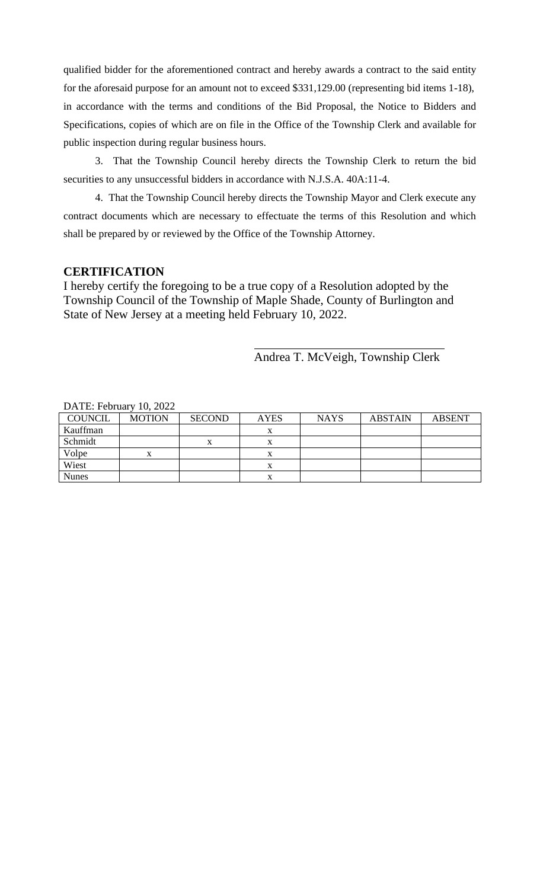qualified bidder for the aforementioned contract and hereby awards a contract to the said entity for the aforesaid purpose for an amount not to exceed $331,129.00 (representing bid items 1-18), in accordance with the terms and conditions of the Bid Proposal, the Notice to Bidders and Specifications, copies of which are on file in the Office of the Township Clerk and available for public inspection during regular business hours.

3. That the Township Council hereby directs the Township Clerk to return the bid securities to any unsuccessful bidders in accordance with N.J.S.A. 40A:11-4.

4. That the Township Council hereby directs the Township Mayor and Clerk execute any contract documents which are necessary to effectuate the terms of this Resolution and which shall be prepared by or reviewed by the Office of the Township Attorney.

**CERTIFICATION**

I hereby certify the foregoing to be a true copy of a Resolution adopted by the Township Council of the Township of Maple Shade, County of Burlington and State of New Jersey at a meeting held February 10, 2022.

Andrea T. McVeigh, Township Clerk

DATE: February 10, 2022

| COUNCIL | MOTION | SECOND | AYES | NAYS | ABSTAIN | ABSENT |
|---|---|---|---|---|---|---|
| Kauffman | | | x | | | |
| Schmidt | | x | x | | | |
| Volpe | x | | x | | | |
| Wiest | | | x | | | |
| Nunes | | | x | | | |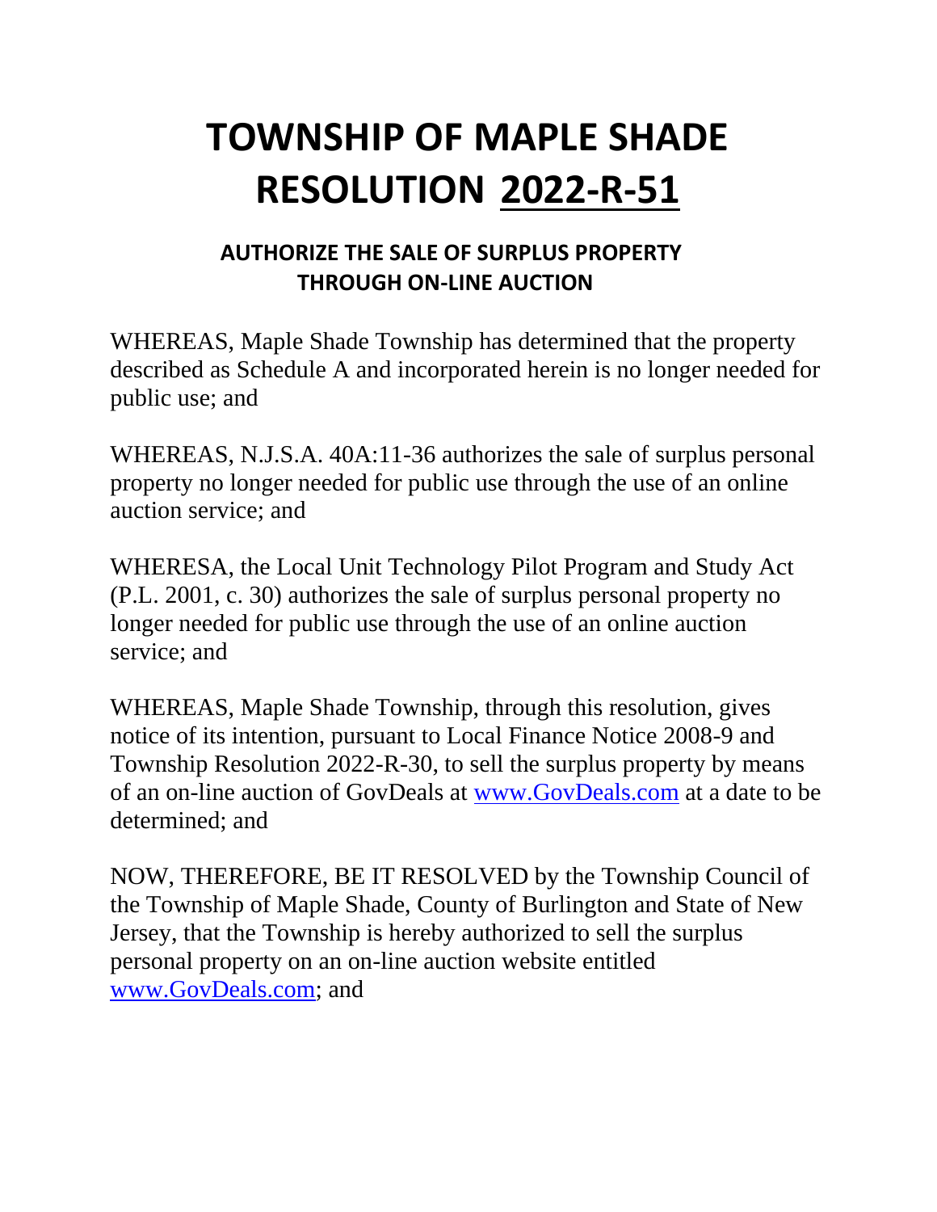# TOWNSHIP OF MAPLE SHADE RESOLUTION <u>2022-R-51</u>

## AUTHORIZE THE SALE OF SURPLUS PROPERTY THROUGH ON-LINE AUCTION

WHEREAS, Maple Shade Township has determined that the property described as Schedule A and incorporated herein is no longer needed for public use; and

WHEREAS, N.J.S.A. 40A:11-36 authorizes the sale of surplus personal property no longer needed for public use through the use of an online auction service; and

WHERESA, the Local Unit Technology Pilot Program and Study Act (P.L. 2001, c. 30) authorizes the sale of surplus personal property no longer needed for public use through the use of an online auction service; and

WHEREAS, Maple Shade Township, through this resolution, gives notice of its intention, pursuant to Local Finance Notice 2008-9 and Township Resolution 2022-R-30, to sell the surplus property by means of an on-line auction of GovDeals at www.GovDeals.com at a date to be determined; and

NOW, THEREFORE, BE IT RESOLVED by the Township Council of the Township of Maple Shade, County of Burlington and State of New Jersey, that the Township is hereby authorized to sell the surplus personal property on an on-line auction website entitled www.GovDeals.com; and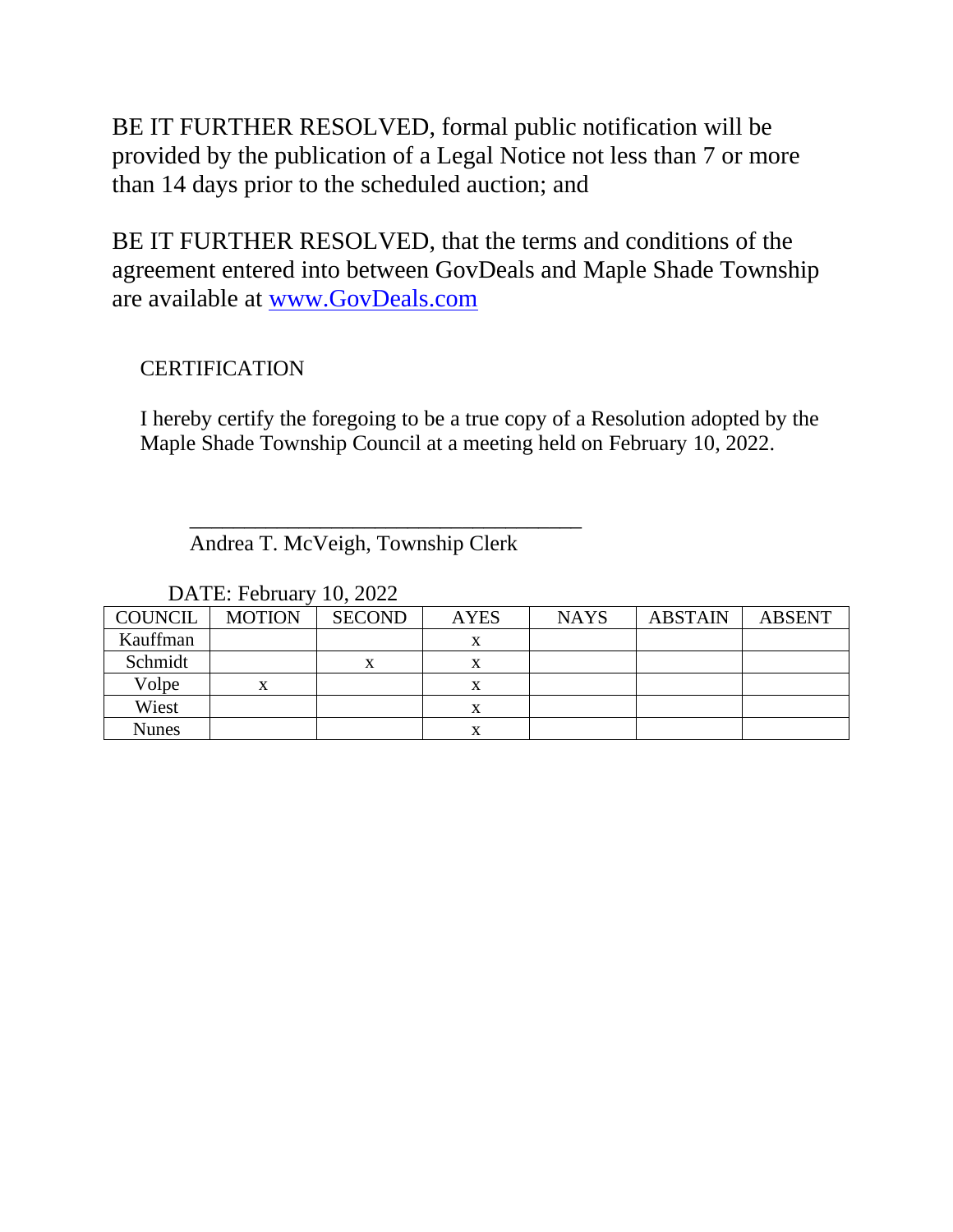BE IT FURTHER RESOLVED, formal public notification will be provided by the publication of a Legal Notice not less than 7 or more than 14 days prior to the scheduled auction; and

BE IT FURTHER RESOLVED, that the terms and conditions of the agreement entered into between GovDeals and Maple Shade Township are available at [www.GovDeals.com](http://www.GovDeals.com)

CERTIFICATION

I hereby certify the foregoing to be a true copy of a Resolution adopted by the Maple Shade Township Council at a meeting held on February 10, 2022.

\_\_\_\_\_\_\_\_\_\_\_\_\_\_\_\_\_\_\_\_\_\_\_\_\_\_\_\_\_\_\_\_\_\_\_
Andrea T. McVeigh, Township Clerk

DATE: February 10, 2022

| COUNCIL | MOTION | SECOND | AYES | NAYS | ABSTAIN | ABSENT |
|---|---|---|---|---|---|---|
| Kauffman | | | x | | | |
| Schmidt | | x | x | | | |
| Volpe | x | | x | | | |
| Wiest | | | x | | | |
| Nunes | | | x | | | |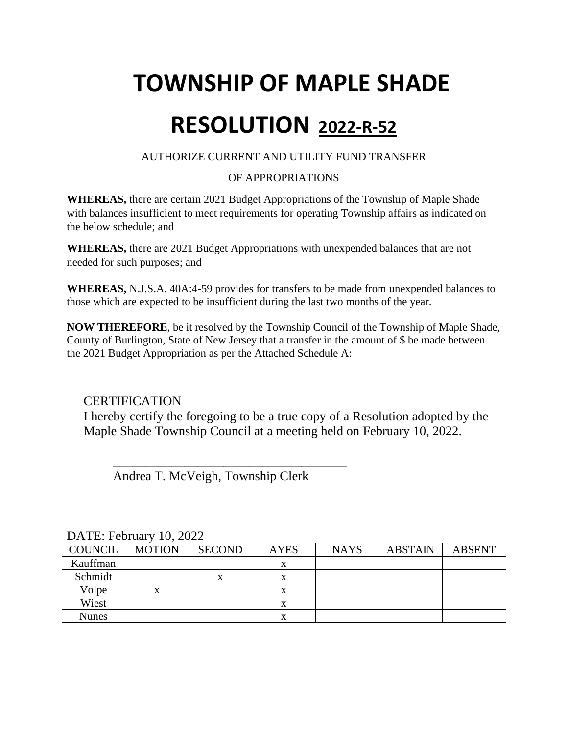# TOWNSHIP OF MAPLE SHADE

# RESOLUTION 2022-R-52

AUTHORIZE CURRENT AND UTILITY FUND TRANSFER

OF APPROPRIATIONS

**WHEREAS,** there are certain 2021 Budget Appropriations of the Township of Maple Shade with balances insufficient to meet requirements for operating Township affairs as indicated on the below schedule; and

**WHEREAS,** there are 2021 Budget Appropriations with unexpended balances that are not needed for such purposes; and

**WHEREAS,** N.J.S.A. 40A:4-59 provides for transfers to be made from unexpended balances to those which are expected to be insufficient during the last two months of the year.

**NOW THEREFORE**, be it resolved by the Township Council of the Township of Maple Shade, County of Burlington, State of New Jersey that a transfer in the amount of $ be made between the 2021 Budget Appropriation as per the Attached Schedule A:

CERTIFICATION

I hereby certify the foregoing to be a true copy of a Resolution adopted by the Maple Shade Township Council at a meeting held on February 10, 2022.

____________________________________

Andrea T. McVeigh, Township Clerk

DATE: February 10, 2022

| COUNCIL | MOTION | SECOND | AYES | NAYS | ABSTAIN | ABSENT |
|---|---|---|---|---|---|---|
| Kauffman | | | x | | | |
| Schmidt | | x | x | | | |
| Volpe | x | | x | | | |
| Wiest | | | x | | | |
| Nunes | | | x | | | |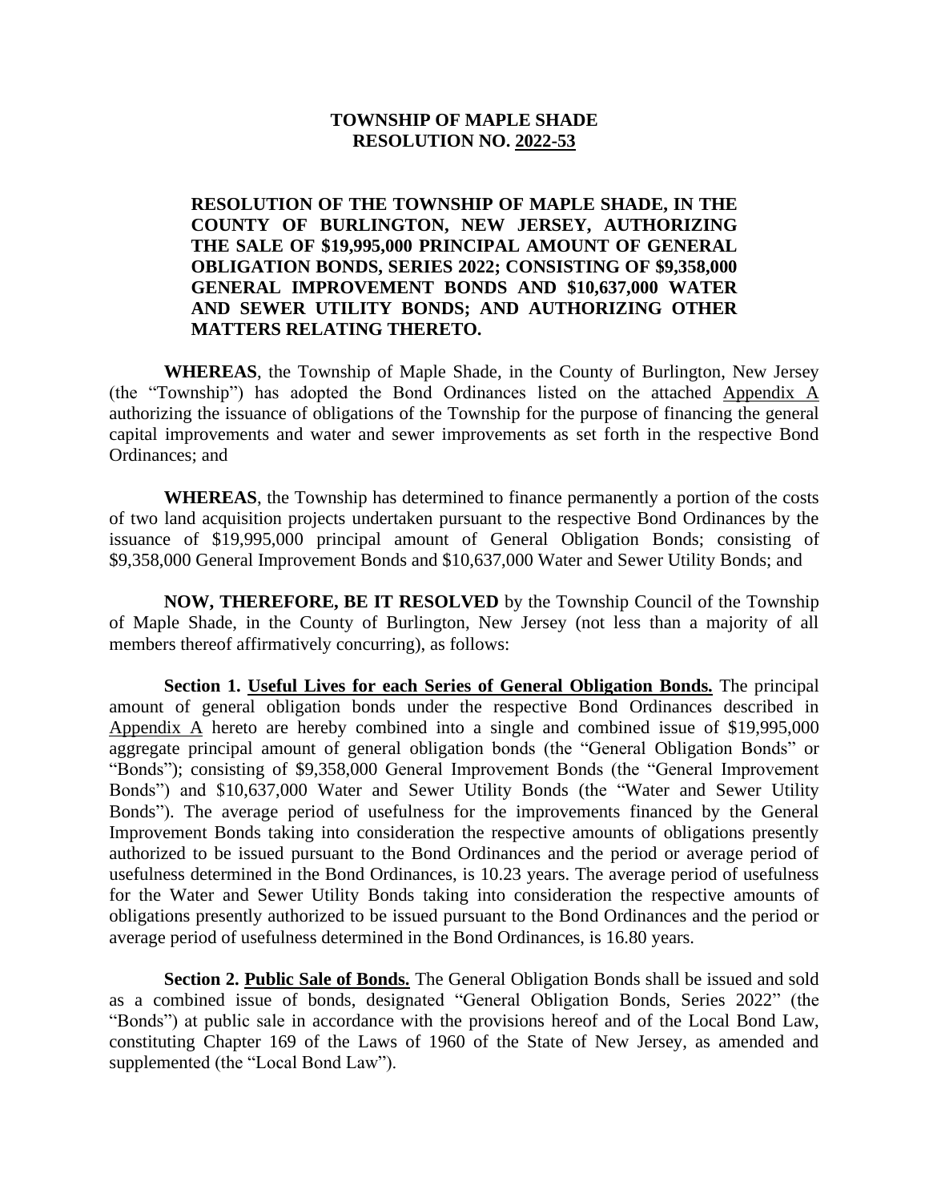**TOWNSHIP OF MAPLE SHADE**
**RESOLUTION NO. 2022-53**

**RESOLUTION OF THE TOWNSHIP OF MAPLE SHADE, IN THE COUNTY OF BURLINGTON, NEW JERSEY, AUTHORIZING THE SALE OF $19,995,000 PRINCIPAL AMOUNT OF GENERAL OBLIGATION BONDS, SERIES 2022; CONSISTING OF $9,358,000 GENERAL IMPROVEMENT BONDS AND $10,637,000 WATER AND SEWER UTILITY BONDS; AND AUTHORIZING OTHER MATTERS RELATING THERETO.**

**WHEREAS**, the Township of Maple Shade, in the County of Burlington, New Jersey (the "Township") has adopted the Bond Ordinances listed on the attached Appendix A authorizing the issuance of obligations of the Township for the purpose of financing the general capital improvements and water and sewer improvements as set forth in the respective Bond Ordinances; and

**WHEREAS**, the Township has determined to finance permanently a portion of the costs of two land acquisition projects undertaken pursuant to the respective Bond Ordinances by the issuance of $19,995,000 principal amount of General Obligation Bonds; consisting of $9,358,000 General Improvement Bonds and $10,637,000 Water and Sewer Utility Bonds; and

**NOW, THEREFORE, BE IT RESOLVED** by the Township Council of the Township of Maple Shade, in the County of Burlington, New Jersey (not less than a majority of all members thereof affirmatively concurring), as follows:

**Section 1. Useful Lives for each Series of General Obligation Bonds.** The principal amount of general obligation bonds under the respective Bond Ordinances described in Appendix A hereto are hereby combined into a single and combined issue of $19,995,000 aggregate principal amount of general obligation bonds (the "General Obligation Bonds" or "Bonds"); consisting of $9,358,000 General Improvement Bonds (the "General Improvement Bonds") and $10,637,000 Water and Sewer Utility Bonds (the "Water and Sewer Utility Bonds"). The average period of usefulness for the improvements financed by the General Improvement Bonds taking into consideration the respective amounts of obligations presently authorized to be issued pursuant to the Bond Ordinances and the period or average period of usefulness determined in the Bond Ordinances, is 10.23 years. The average period of usefulness for the Water and Sewer Utility Bonds taking into consideration the respective amounts of obligations presently authorized to be issued pursuant to the Bond Ordinances and the period or average period of usefulness determined in the Bond Ordinances, is 16.80 years.

**Section 2. Public Sale of Bonds.** The General Obligation Bonds shall be issued and sold as a combined issue of bonds, designated "General Obligation Bonds, Series 2022" (the "Bonds") at public sale in accordance with the provisions hereof and of the Local Bond Law, constituting Chapter 169 of the Laws of 1960 of the State of New Jersey, as amended and supplemented (the "Local Bond Law").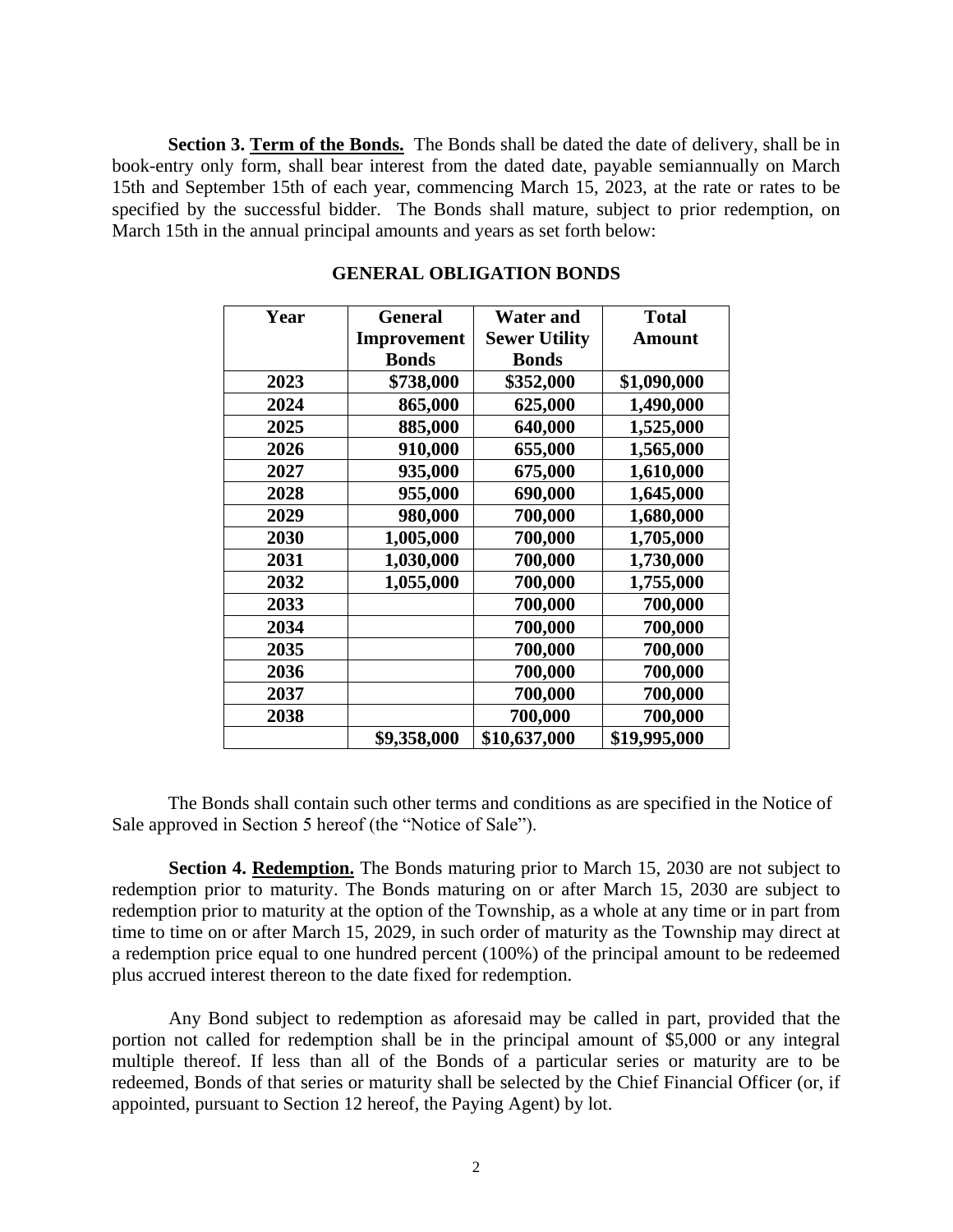**Section 3. Term of the Bonds.** The Bonds shall be dated the date of delivery, shall be in book-entry only form, shall bear interest from the dated date, payable semiannually on March 15th and September 15th of each year, commencing March 15, 2023, at the rate or rates to be specified by the successful bidder. The Bonds shall mature, subject to prior redemption, on March 15th in the annual principal amounts and years as set forth below:

**GENERAL OBLIGATION BONDS**

| Year | General Improvement Bonds | Water and Sewer Utility Bonds | Total Amount |
|---|---|---|---|
| 2023 | $738,000 | $352,000 | $1,090,000 |
| 2024 | 865,000 | 625,000 | 1,490,000 |
| 2025 | 885,000 | 640,000 | 1,525,000 |
| 2026 | 910,000 | 655,000 | 1,565,000 |
| 2027 | 935,000 | 675,000 | 1,610,000 |
| 2028 | 955,000 | 690,000 | 1,645,000 |
| 2029 | 980,000 | 700,000 | 1,680,000 |
| 2030 | 1,005,000 | 700,000 | 1,705,000 |
| 2031 | 1,030,000 | 700,000 | 1,730,000 |
| 2032 | 1,055,000 | 700,000 | 1,755,000 |
| 2033 | | 700,000 | 700,000 |
| 2034 | | 700,000 | 700,000 |
| 2035 | | 700,000 | 700,000 |
| 2036 | | 700,000 | 700,000 |
| 2037 | | 700,000 | 700,000 |
| 2038 | | 700,000 | 700,000 |
| | $9,358,000 | $10,637,000 | $19,995,000 |

The Bonds shall contain such other terms and conditions as are specified in the Notice of Sale approved in Section 5 hereof (the "Notice of Sale").

**Section 4. Redemption.** The Bonds maturing prior to March 15, 2030 are not subject to redemption prior to maturity. The Bonds maturing on or after March 15, 2030 are subject to redemption prior to maturity at the option of the Township, as a whole at any time or in part from time to time on or after March 15, 2029, in such order of maturity as the Township may direct at a redemption price equal to one hundred percent (100%) of the principal amount to be redeemed plus accrued interest thereon to the date fixed for redemption.

Any Bond subject to redemption as aforesaid may be called in part, provided that the portion not called for redemption shall be in the principal amount of $5,000 or any integral multiple thereof. If less than all of the Bonds of a particular series or maturity are to be redeemed, Bonds of that series or maturity shall be selected by the Chief Financial Officer (or, if appointed, pursuant to Section 12 hereof, the Paying Agent) by lot.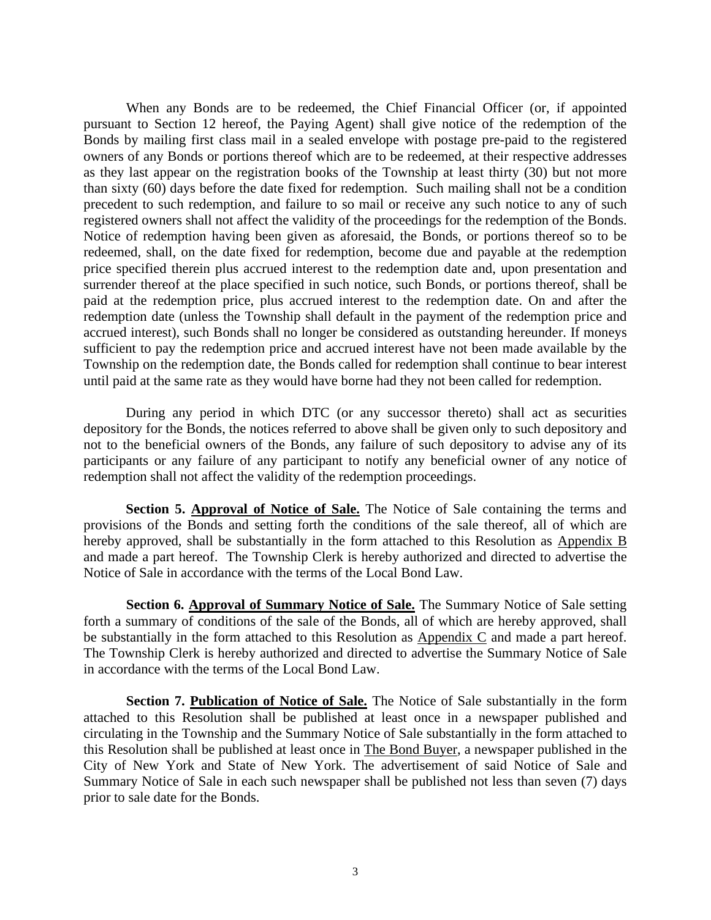When any Bonds are to be redeemed, the Chief Financial Officer (or, if appointed pursuant to Section 12 hereof, the Paying Agent) shall give notice of the redemption of the Bonds by mailing first class mail in a sealed envelope with postage pre-paid to the registered owners of any Bonds or portions thereof which are to be redeemed, at their respective addresses as they last appear on the registration books of the Township at least thirty (30) but not more than sixty (60) days before the date fixed for redemption. Such mailing shall not be a condition precedent to such redemption, and failure to so mail or receive any such notice to any of such registered owners shall not affect the validity of the proceedings for the redemption of the Bonds. Notice of redemption having been given as aforesaid, the Bonds, or portions thereof so to be redeemed, shall, on the date fixed for redemption, become due and payable at the redemption price specified therein plus accrued interest to the redemption date and, upon presentation and surrender thereof at the place specified in such notice, such Bonds, or portions thereof, shall be paid at the redemption price, plus accrued interest to the redemption date. On and after the redemption date (unless the Township shall default in the payment of the redemption price and accrued interest), such Bonds shall no longer be considered as outstanding hereunder. If moneys sufficient to pay the redemption price and accrued interest have not been made available by the Township on the redemption date, the Bonds called for redemption shall continue to bear interest until paid at the same rate as they would have borne had they not been called for redemption.

During any period in which DTC (or any successor thereto) shall act as securities depository for the Bonds, the notices referred to above shall be given only to such depository and not to the beneficial owners of the Bonds, any failure of such depository to advise any of its participants or any failure of any participant to notify any beneficial owner of any notice of redemption shall not affect the validity of the redemption proceedings.

**Section 5. Approval of Notice of Sale.** The Notice of Sale containing the terms and provisions of the Bonds and setting forth the conditions of the sale thereof, all of which are hereby approved, shall be substantially in the form attached to this Resolution as Appendix B and made a part hereof. The Township Clerk is hereby authorized and directed to advertise the Notice of Sale in accordance with the terms of the Local Bond Law.

**Section 6. Approval of Summary Notice of Sale.** The Summary Notice of Sale setting forth a summary of conditions of the sale of the Bonds, all of which are hereby approved, shall be substantially in the form attached to this Resolution as Appendix C and made a part hereof. The Township Clerk is hereby authorized and directed to advertise the Summary Notice of Sale in accordance with the terms of the Local Bond Law.

**Section 7. Publication of Notice of Sale.** The Notice of Sale substantially in the form attached to this Resolution shall be published at least once in a newspaper published and circulating in the Township and the Summary Notice of Sale substantially in the form attached to this Resolution shall be published at least once in The Bond Buyer, a newspaper published in the City of New York and State of New York. The advertisement of said Notice of Sale and Summary Notice of Sale in each such newspaper shall be published not less than seven (7) days prior to sale date for the Bonds.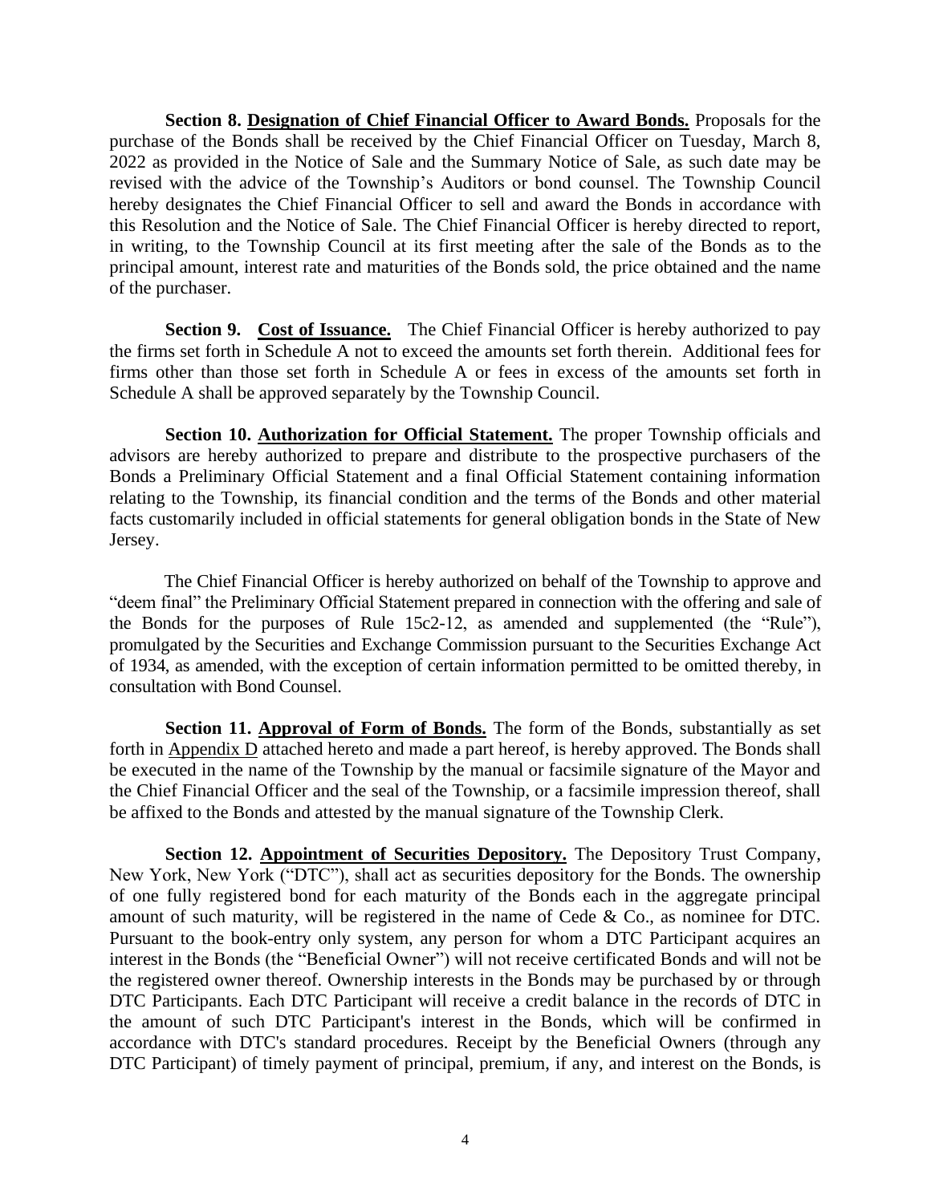**Section 8. Designation of Chief Financial Officer to Award Bonds.** Proposals for the purchase of the Bonds shall be received by the Chief Financial Officer on Tuesday, March 8, 2022 as provided in the Notice of Sale and the Summary Notice of Sale, as such date may be revised with the advice of the Township's Auditors or bond counsel. The Township Council hereby designates the Chief Financial Officer to sell and award the Bonds in accordance with this Resolution and the Notice of Sale. The Chief Financial Officer is hereby directed to report, in writing, to the Township Council at its first meeting after the sale of the Bonds as to the principal amount, interest rate and maturities of the Bonds sold, the price obtained and the name of the purchaser.

**Section 9. Cost of Issuance.** The Chief Financial Officer is hereby authorized to pay the firms set forth in Schedule A not to exceed the amounts set forth therein. Additional fees for firms other than those set forth in Schedule A or fees in excess of the amounts set forth in Schedule A shall be approved separately by the Township Council.

**Section 10. Authorization for Official Statement.** The proper Township officials and advisors are hereby authorized to prepare and distribute to the prospective purchasers of the Bonds a Preliminary Official Statement and a final Official Statement containing information relating to the Township, its financial condition and the terms of the Bonds and other material facts customarily included in official statements for general obligation bonds in the State of New Jersey.

The Chief Financial Officer is hereby authorized on behalf of the Township to approve and "deem final" the Preliminary Official Statement prepared in connection with the offering and sale of the Bonds for the purposes of Rule 15c2-12, as amended and supplemented (the "Rule"), promulgated by the Securities and Exchange Commission pursuant to the Securities Exchange Act of 1934, as amended, with the exception of certain information permitted to be omitted thereby, in consultation with Bond Counsel.

**Section 11. Approval of Form of Bonds.** The form of the Bonds, substantially as set forth in Appendix D attached hereto and made a part hereof, is hereby approved. The Bonds shall be executed in the name of the Township by the manual or facsimile signature of the Mayor and the Chief Financial Officer and the seal of the Township, or a facsimile impression thereof, shall be affixed to the Bonds and attested by the manual signature of the Township Clerk.

**Section 12. Appointment of Securities Depository.** The Depository Trust Company, New York, New York ("DTC"), shall act as securities depository for the Bonds. The ownership of one fully registered bond for each maturity of the Bonds each in the aggregate principal amount of such maturity, will be registered in the name of Cede & Co., as nominee for DTC. Pursuant to the book-entry only system, any person for whom a DTC Participant acquires an interest in the Bonds (the "Beneficial Owner") will not receive certificated Bonds and will not be the registered owner thereof. Ownership interests in the Bonds may be purchased by or through DTC Participants. Each DTC Participant will receive a credit balance in the records of DTC in the amount of such DTC Participant's interest in the Bonds, which will be confirmed in accordance with DTC's standard procedures. Receipt by the Beneficial Owners (through any DTC Participant) of timely payment of principal, premium, if any, and interest on the Bonds, is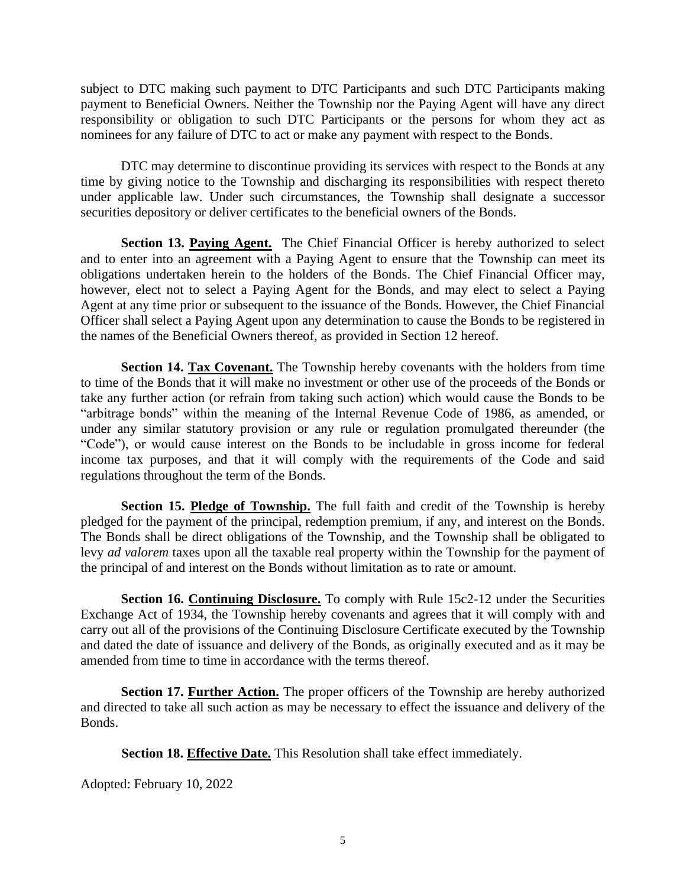subject to DTC making such payment to DTC Participants and such DTC Participants making payment to Beneficial Owners. Neither the Township nor the Paying Agent will have any direct responsibility or obligation to such DTC Participants or the persons for whom they act as nominees for any failure of DTC to act or make any payment with respect to the Bonds.

DTC may determine to discontinue providing its services with respect to the Bonds at any time by giving notice to the Township and discharging its responsibilities with respect thereto under applicable law. Under such circumstances, the Township shall designate a successor securities depository or deliver certificates to the beneficial owners of the Bonds.

**Section 13. Paying Agent.** The Chief Financial Officer is hereby authorized to select and to enter into an agreement with a Paying Agent to ensure that the Township can meet its obligations undertaken herein to the holders of the Bonds. The Chief Financial Officer may, however, elect not to select a Paying Agent for the Bonds, and may elect to select a Paying Agent at any time prior or subsequent to the issuance of the Bonds. However, the Chief Financial Officer shall select a Paying Agent upon any determination to cause the Bonds to be registered in the names of the Beneficial Owners thereof, as provided in Section 12 hereof.

**Section 14. Tax Covenant.** The Township hereby covenants with the holders from time to time of the Bonds that it will make no investment or other use of the proceeds of the Bonds or take any further action (or refrain from taking such action) which would cause the Bonds to be "arbitrage bonds" within the meaning of the Internal Revenue Code of 1986, as amended, or under any similar statutory provision or any rule or regulation promulgated thereunder (the "Code"), or would cause interest on the Bonds to be includable in gross income for federal income tax purposes, and that it will comply with the requirements of the Code and said regulations throughout the term of the Bonds.

**Section 15. Pledge of Township.** The full faith and credit of the Township is hereby pledged for the payment of the principal, redemption premium, if any, and interest on the Bonds. The Bonds shall be direct obligations of the Township, and the Township shall be obligated to levy *ad valorem* taxes upon all the taxable real property within the Township for the payment of the principal of and interest on the Bonds without limitation as to rate or amount.

**Section 16. Continuing Disclosure.** To comply with Rule 15c2-12 under the Securities Exchange Act of 1934, the Township hereby covenants and agrees that it will comply with and carry out all of the provisions of the Continuing Disclosure Certificate executed by the Township and dated the date of issuance and delivery of the Bonds, as originally executed and as it may be amended from time to time in accordance with the terms thereof.

**Section 17. Further Action.** The proper officers of the Township are hereby authorized and directed to take all such action as may be necessary to effect the issuance and delivery of the Bonds.

**Section 18. Effective Date.** This Resolution shall take effect immediately.

Adopted: February 10, 2022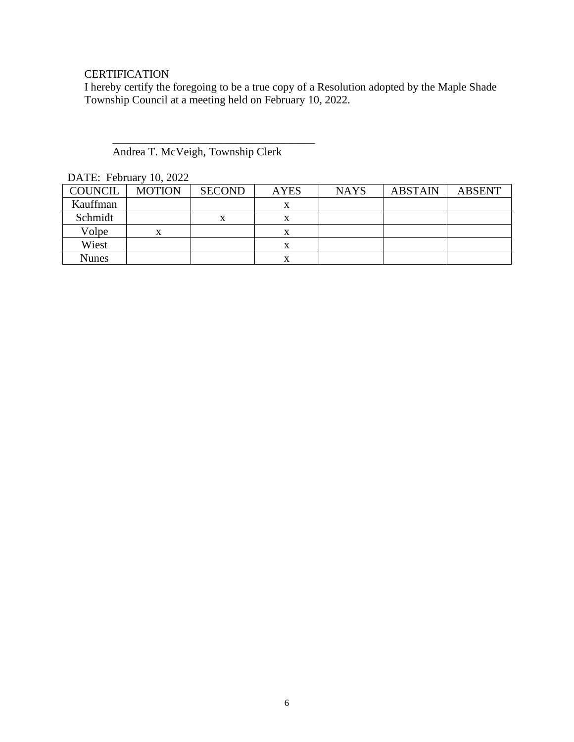CERTIFICATION

I hereby certify the foregoing to be a true copy of a Resolution adopted by the Maple Shade Township Council at a meeting held on February 10, 2022.

\_\_\_\_\_\_\_\_\_\_\_\_\_\_\_\_\_\_\_\_\_\_\_\_\_\_\_\_\_\_\_\_\_\_\_\_

Andrea T. McVeigh, Township Clerk

DATE: February 10, 2022

| COUNCIL | MOTION | SECOND | AYES | NAYS | ABSTAIN | ABSENT |
|---|---|---|---|---|---|---|
| Kauffman | | | x | | | |
| Schmidt | | x | x | | | |
| Volpe | x | | x | | | |
| Wiest | | | x | | | |
| Nunes | | | x | | | |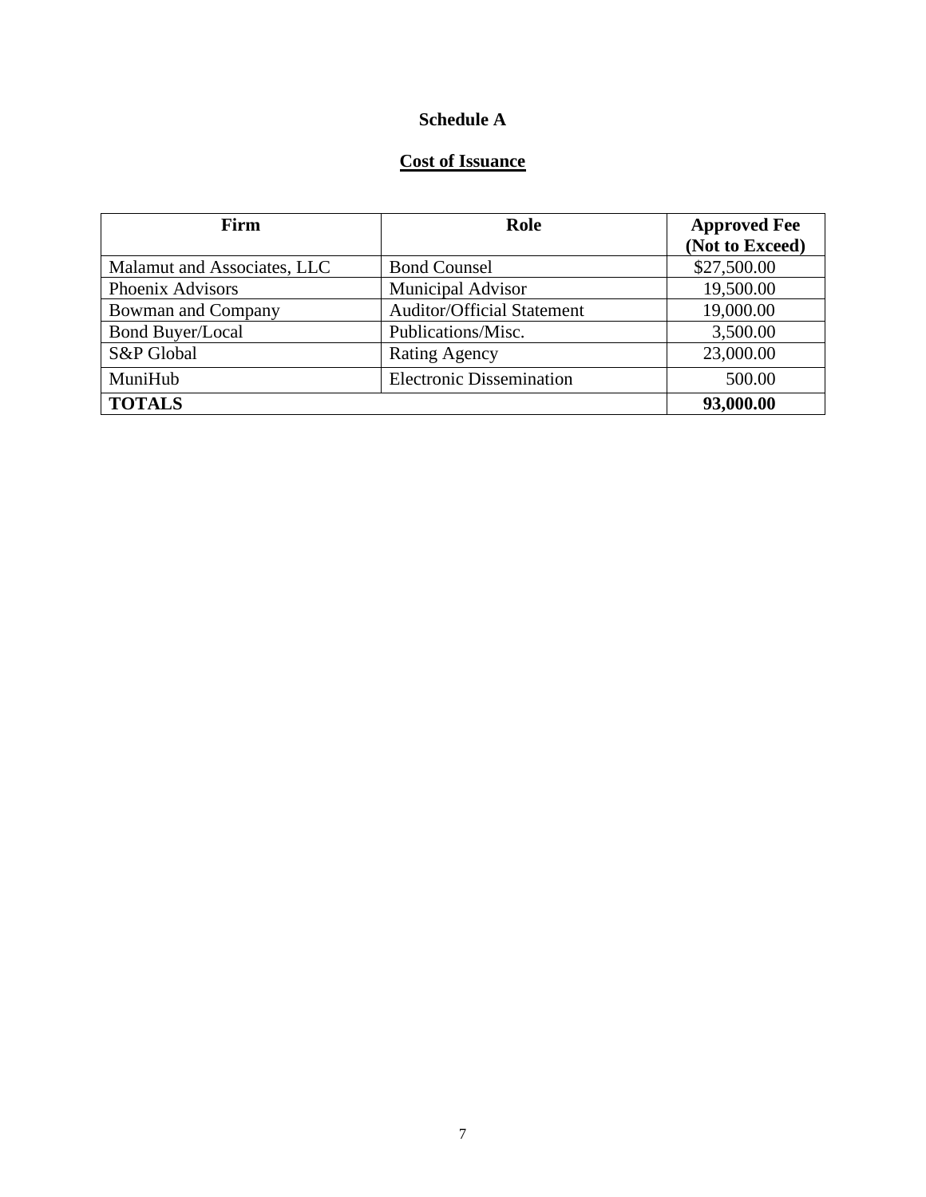**Schedule A**

**Cost of Issuance**

| Firm | Role | Approved Fee (Not to Exceed) |
|---|---|---|
| Malamut and Associates, LLC | Bond Counsel | $27,500.00 |
| Phoenix Advisors | Municipal Advisor | 19,500.00 |
| Bowman and Company | Auditor/Official Statement | 19,000.00 |
| Bond Buyer/Local | Publications/Misc. | 3,500.00 |
| S&P Global | Rating Agency | 23,000.00 |
| MuniHub | Electronic Dissemination | 500.00 |
| **TOTALS** | | **93,000.00** |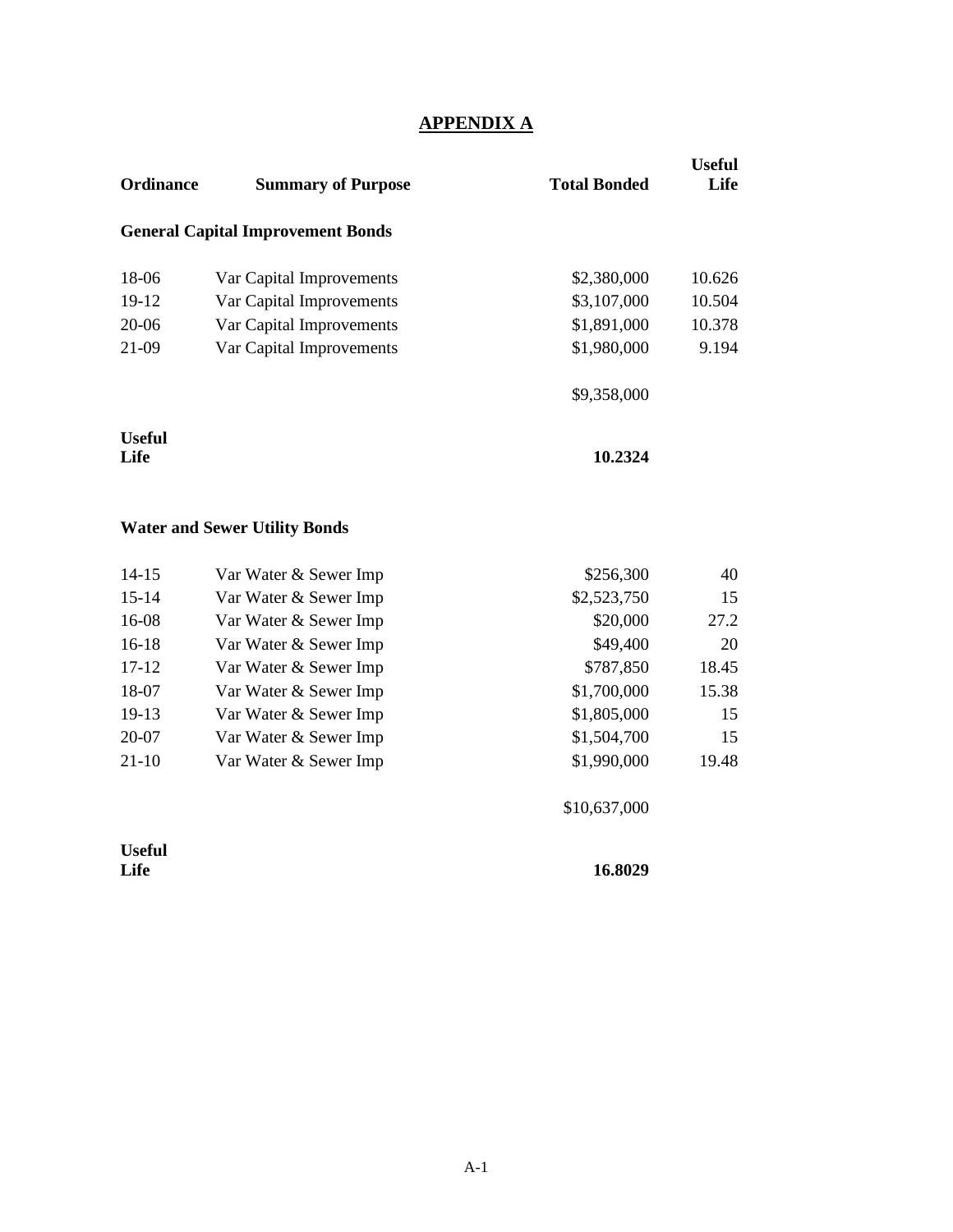## APPENDIX A

| Ordinance | Summary of Purpose | Total Bonded | Useful Life |
|---|---|---|---|
| **General Capital Improvement Bonds** | | | |
| 18-06 | Var Capital Improvements | $2,380,000 | 10.626 |
| 19-12 | Var Capital Improvements | $3,107,000 | 10.504 |
| 20-06 | Var Capital Improvements | $1,891,000 | 10.378 |
| 21-09 | Var Capital Improvements | $1,980,000 | 9.194 |
| | | $9,358,000 | |
| **Useful Life** | | **10.2324** | |
| **Water and Sewer Utility Bonds** | | | |
| 14-15 | Var Water & Sewer Imp | $256,300 | 40 |
| 15-14 | Var Water & Sewer Imp | $2,523,750 | 15 |
| 16-08 | Var Water & Sewer Imp | $20,000 | 27.2 |
| 16-18 | Var Water & Sewer Imp | $49,400 | 20 |
| 17-12 | Var Water & Sewer Imp | $787,850 | 18.45 |
| 18-07 | Var Water & Sewer Imp | $1,700,000 | 15.38 |
| 19-13 | Var Water & Sewer Imp | $1,805,000 | 15 |
| 20-07 | Var Water & Sewer Imp | $1,504,700 | 15 |
| 21-10 | Var Water & Sewer Imp | $1,990,000 | 19.48 |
| | | $10,637,000 | |
| **Useful Life** | | **16.8029** | |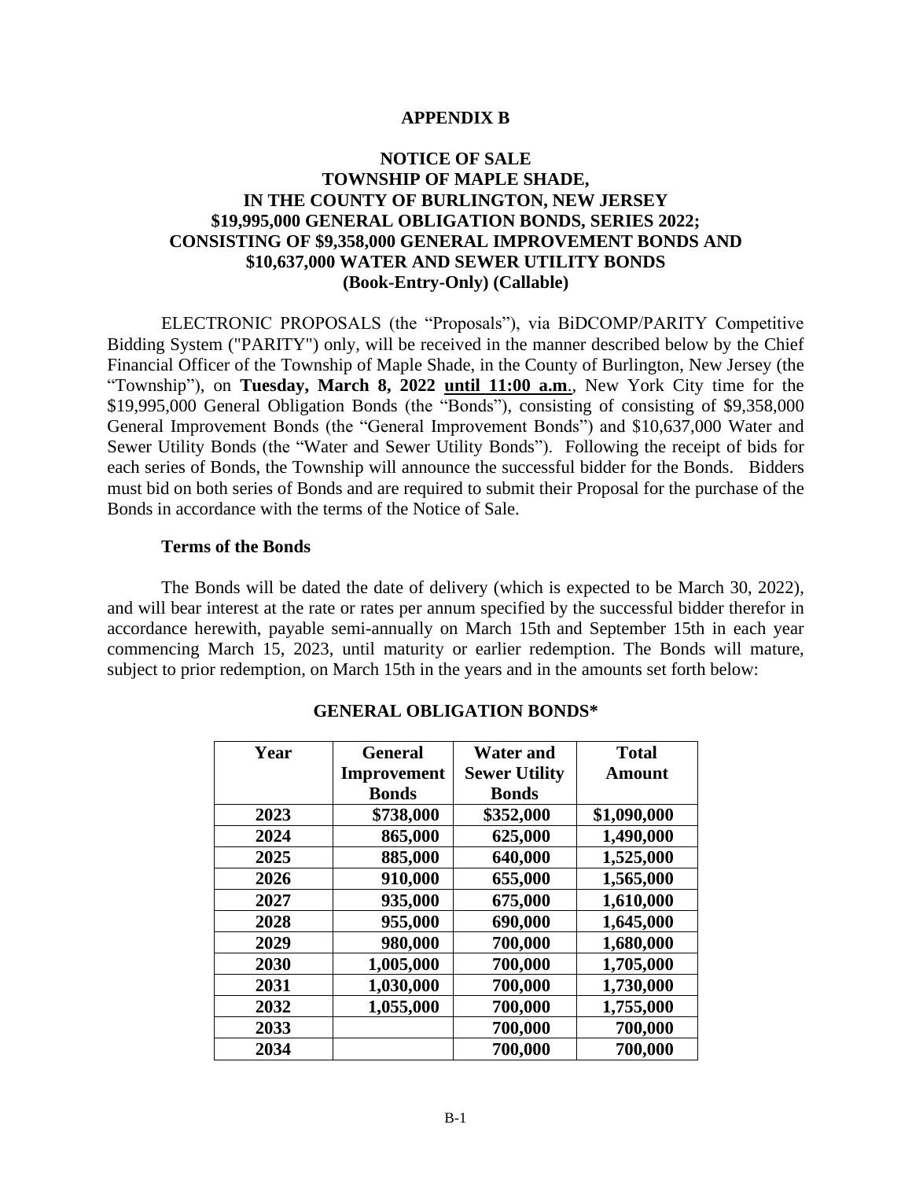**APPENDIX B**

**NOTICE OF SALE**
**TOWNSHIP OF MAPLE SHADE,**
**IN THE COUNTY OF BURLINGTON, NEW JERSEY**
**$19,995,000 GENERAL OBLIGATION BONDS, SERIES 2022;**
**CONSISTING OF $9,358,000 GENERAL IMPROVEMENT BONDS AND**
**$10,637,000 WATER AND SEWER UTILITY BONDS**
**(Book-Entry-Only) (Callable)**

ELECTRONIC PROPOSALS (the "Proposals"), via BiDCOMP/PARITY Competitive Bidding System ("PARITY") only, will be received in the manner described below by the Chief Financial Officer of the Township of Maple Shade, in the County of Burlington, New Jersey (the "Township"), on **Tuesday, March 8, 2022 until 11:00 a.m**., New York City time for the $19,995,000 General Obligation Bonds (the "Bonds"), consisting of consisting of $9,358,000 General Improvement Bonds (the "General Improvement Bonds") and $10,637,000 Water and Sewer Utility Bonds (the "Water and Sewer Utility Bonds"). Following the receipt of bids for each series of Bonds, the Township will announce the successful bidder for the Bonds. Bidders must bid on both series of Bonds and are required to submit their Proposal for the purchase of the Bonds in accordance with the terms of the Notice of Sale.

**Terms of the Bonds**

The Bonds will be dated the date of delivery (which is expected to be March 30, 2022), and will bear interest at the rate or rates per annum specified by the successful bidder therefor in accordance herewith, payable semi-annually on March 15th and September 15th in each year commencing March 15, 2023, until maturity or earlier redemption. The Bonds will mature, subject to prior redemption, on March 15th in the years and in the amounts set forth below:

**GENERAL OBLIGATION BONDS***

| Year | General Improvement Bonds | Water and Sewer Utility Bonds | Total Amount |
|---|---|---|---|
| 2023 | $738,000 | $352,000 | $1,090,000 |
| 2024 | 865,000 | 625,000 | 1,490,000 |
| 2025 | 885,000 | 640,000 | 1,525,000 |
| 2026 | 910,000 | 655,000 | 1,565,000 |
| 2027 | 935,000 | 675,000 | 1,610,000 |
| 2028 | 955,000 | 690,000 | 1,645,000 |
| 2029 | 980,000 | 700,000 | 1,680,000 |
| 2030 | 1,005,000 | 700,000 | 1,705,000 |
| 2031 | 1,030,000 | 700,000 | 1,730,000 |
| 2032 | 1,055,000 | 700,000 | 1,755,000 |
| 2033 | | 700,000 | 700,000 |
| 2034 | | 700,000 | 700,000 |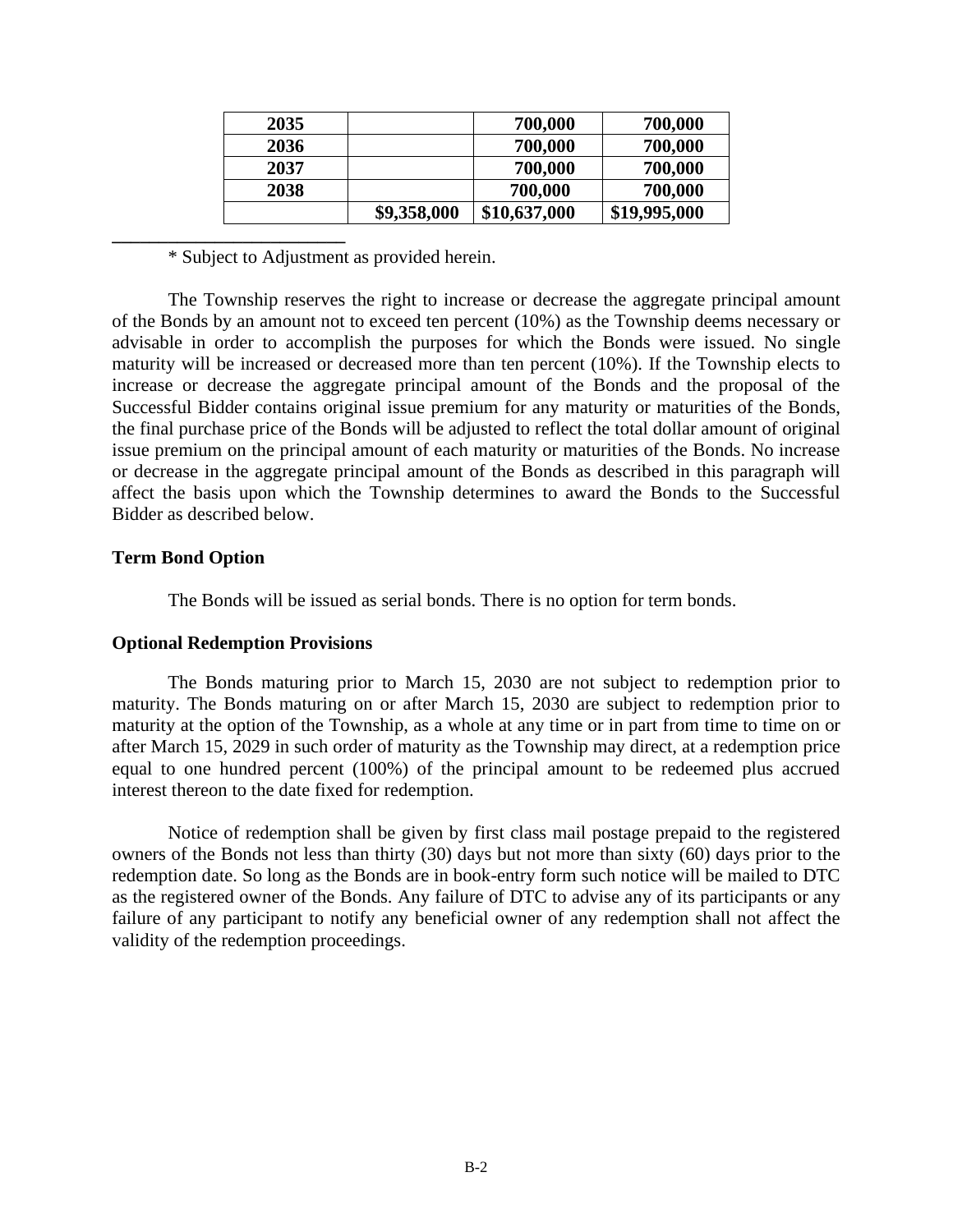| | | | |
|---|---|---|---|
| **2035** | | **700,000** | **700,000** |
| **2036** | | **700,000** | **700,000** |
| **2037** | | **700,000** | **700,000** |
| **2038** | | **700,000** | **700,000** |
| | **$9,358,000** | **$10,637,000** | **$19,995,000** |

\* Subject to Adjustment as provided herein.

The Township reserves the right to increase or decrease the aggregate principal amount of the Bonds by an amount not to exceed ten percent (10%) as the Township deems necessary or advisable in order to accomplish the purposes for which the Bonds were issued. No single maturity will be increased or decreased more than ten percent (10%). If the Township elects to increase or decrease the aggregate principal amount of the Bonds and the proposal of the Successful Bidder contains original issue premium for any maturity or maturities of the Bonds, the final purchase price of the Bonds will be adjusted to reflect the total dollar amount of original issue premium on the principal amount of each maturity or maturities of the Bonds. No increase or decrease in the aggregate principal amount of the Bonds as described in this paragraph will affect the basis upon which the Township determines to award the Bonds to the Successful Bidder as described below.

**Term Bond Option**

The Bonds will be issued as serial bonds. There is no option for term bonds.

**Optional Redemption Provisions**

The Bonds maturing prior to March 15, 2030 are not subject to redemption prior to maturity. The Bonds maturing on or after March 15, 2030 are subject to redemption prior to maturity at the option of the Township, as a whole at any time or in part from time to time on or after March 15, 2029 in such order of maturity as the Township may direct, at a redemption price equal to one hundred percent (100%) of the principal amount to be redeemed plus accrued interest thereon to the date fixed for redemption.

Notice of redemption shall be given by first class mail postage prepaid to the registered owners of the Bonds not less than thirty (30) days but not more than sixty (60) days prior to the redemption date. So long as the Bonds are in book-entry form such notice will be mailed to DTC as the registered owner of the Bonds. Any failure of DTC to advise any of its participants or any failure of any participant to notify any beneficial owner of any redemption shall not affect the validity of the redemption proceedings.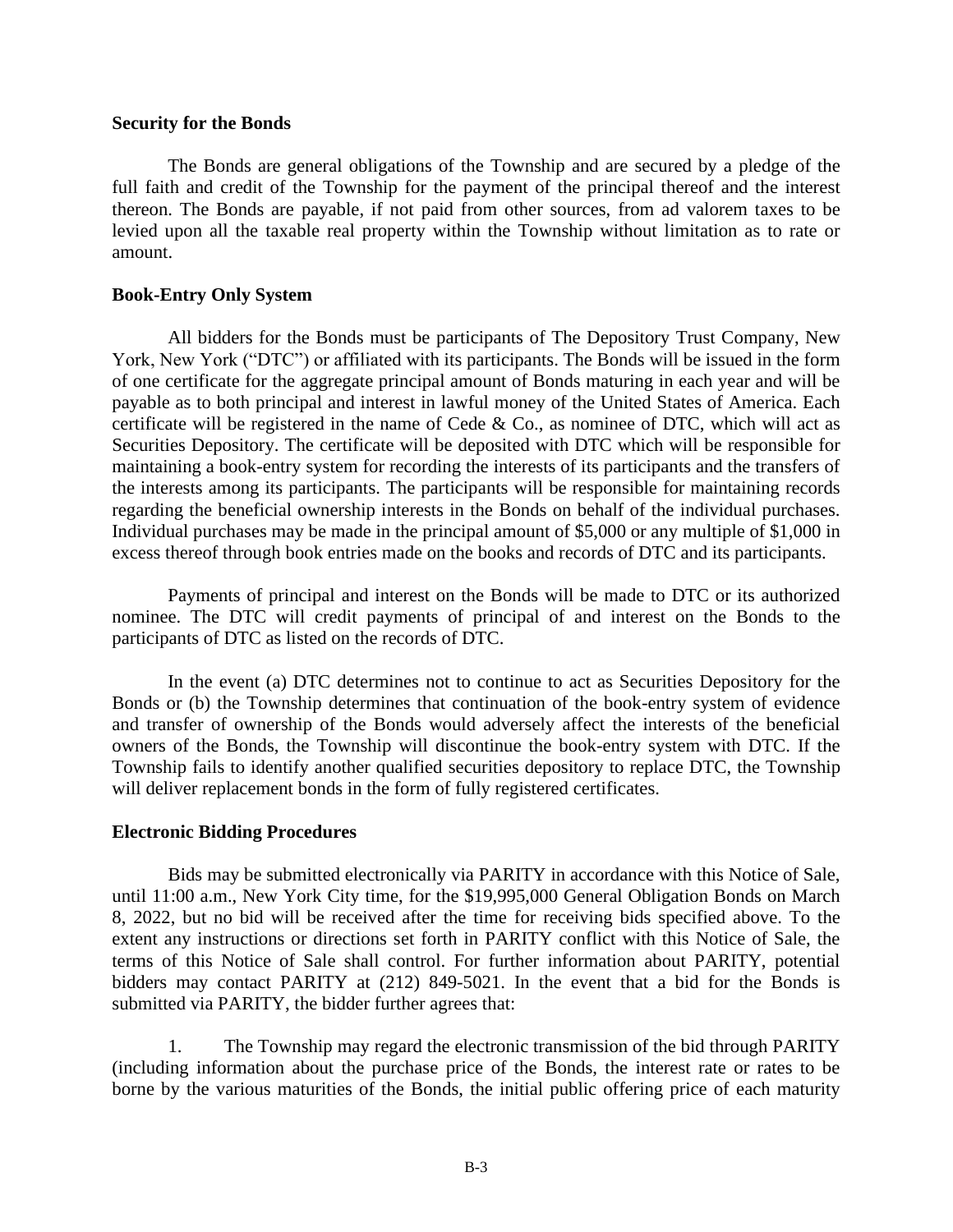**Security for the Bonds**

The Bonds are general obligations of the Township and are secured by a pledge of the full faith and credit of the Township for the payment of the principal thereof and the interest thereon. The Bonds are payable, if not paid from other sources, from ad valorem taxes to be levied upon all the taxable real property within the Township without limitation as to rate or amount.

**Book-Entry Only System**

All bidders for the Bonds must be participants of The Depository Trust Company, New York, New York ("DTC") or affiliated with its participants. The Bonds will be issued in the form of one certificate for the aggregate principal amount of Bonds maturing in each year and will be payable as to both principal and interest in lawful money of the United States of America. Each certificate will be registered in the name of Cede & Co., as nominee of DTC, which will act as Securities Depository. The certificate will be deposited with DTC which will be responsible for maintaining a book-entry system for recording the interests of its participants and the transfers of the interests among its participants. The participants will be responsible for maintaining records regarding the beneficial ownership interests in the Bonds on behalf of the individual purchases. Individual purchases may be made in the principal amount of $5,000 or any multiple of $1,000 in excess thereof through book entries made on the books and records of DTC and its participants.

Payments of principal and interest on the Bonds will be made to DTC or its authorized nominee. The DTC will credit payments of principal of and interest on the Bonds to the participants of DTC as listed on the records of DTC.

In the event (a) DTC determines not to continue to act as Securities Depository for the Bonds or (b) the Township determines that continuation of the book-entry system of evidence and transfer of ownership of the Bonds would adversely affect the interests of the beneficial owners of the Bonds, the Township will discontinue the book-entry system with DTC. If the Township fails to identify another qualified securities depository to replace DTC, the Township will deliver replacement bonds in the form of fully registered certificates.

**Electronic Bidding Procedures**

Bids may be submitted electronically via PARITY in accordance with this Notice of Sale, until 11:00 a.m., New York City time, for the $19,995,000 General Obligation Bonds on March 8, 2022, but no bid will be received after the time for receiving bids specified above. To the extent any instructions or directions set forth in PARITY conflict with this Notice of Sale, the terms of this Notice of Sale shall control. For further information about PARITY, potential bidders may contact PARITY at (212) 849-5021. In the event that a bid for the Bonds is submitted via PARITY, the bidder further agrees that:

1. The Township may regard the electronic transmission of the bid through PARITY (including information about the purchase price of the Bonds, the interest rate or rates to be borne by the various maturities of the Bonds, the initial public offering price of each maturity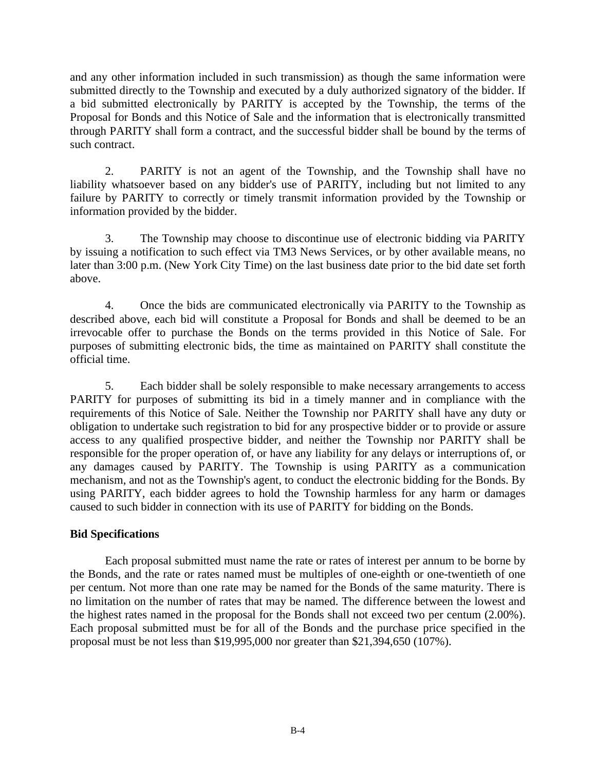and any other information included in such transmission) as though the same information were submitted directly to the Township and executed by a duly authorized signatory of the bidder. If a bid submitted electronically by PARITY is accepted by the Township, the terms of the Proposal for Bonds and this Notice of Sale and the information that is electronically transmitted through PARITY shall form a contract, and the successful bidder shall be bound by the terms of such contract.

2. PARITY is not an agent of the Township, and the Township shall have no liability whatsoever based on any bidder's use of PARITY, including but not limited to any failure by PARITY to correctly or timely transmit information provided by the Township or information provided by the bidder.

3. The Township may choose to discontinue use of electronic bidding via PARITY by issuing a notification to such effect via TM3 News Services, or by other available means, no later than 3:00 p.m. (New York City Time) on the last business date prior to the bid date set forth above.

4. Once the bids are communicated electronically via PARITY to the Township as described above, each bid will constitute a Proposal for Bonds and shall be deemed to be an irrevocable offer to purchase the Bonds on the terms provided in this Notice of Sale. For purposes of submitting electronic bids, the time as maintained on PARITY shall constitute the official time.

5. Each bidder shall be solely responsible to make necessary arrangements to access PARITY for purposes of submitting its bid in a timely manner and in compliance with the requirements of this Notice of Sale. Neither the Township nor PARITY shall have any duty or obligation to undertake such registration to bid for any prospective bidder or to provide or assure access to any qualified prospective bidder, and neither the Township nor PARITY shall be responsible for the proper operation of, or have any liability for any delays or interruptions of, or any damages caused by PARITY. The Township is using PARITY as a communication mechanism, and not as the Township's agent, to conduct the electronic bidding for the Bonds. By using PARITY, each bidder agrees to hold the Township harmless for any harm or damages caused to such bidder in connection with its use of PARITY for bidding on the Bonds.

**Bid Specifications**

Each proposal submitted must name the rate or rates of interest per annum to be borne by the Bonds, and the rate or rates named must be multiples of one-eighth or one-twentieth of one per centum. Not more than one rate may be named for the Bonds of the same maturity. There is no limitation on the number of rates that may be named. The difference between the lowest and the highest rates named in the proposal for the Bonds shall not exceed two per centum (2.00%). Each proposal submitted must be for all of the Bonds and the purchase price specified in the proposal must be not less than $19,995,000 nor greater than $21,394,650 (107%).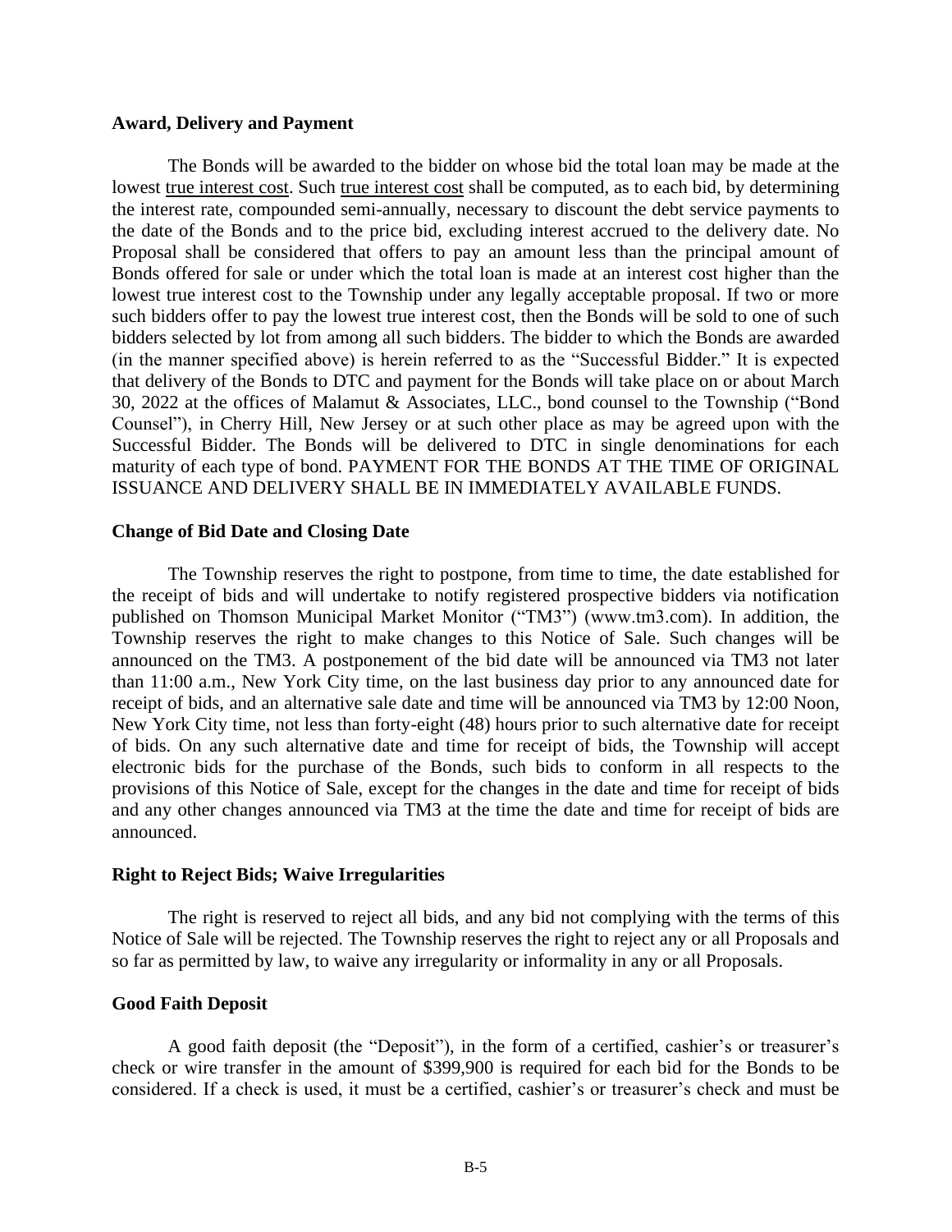**Award, Delivery and Payment**

The Bonds will be awarded to the bidder on whose bid the total loan may be made at the lowest true interest cost. Such true interest cost shall be computed, as to each bid, by determining the interest rate, compounded semi-annually, necessary to discount the debt service payments to the date of the Bonds and to the price bid, excluding interest accrued to the delivery date. No Proposal shall be considered that offers to pay an amount less than the principal amount of Bonds offered for sale or under which the total loan is made at an interest cost higher than the lowest true interest cost to the Township under any legally acceptable proposal. If two or more such bidders offer to pay the lowest true interest cost, then the Bonds will be sold to one of such bidders selected by lot from among all such bidders. The bidder to which the Bonds are awarded (in the manner specified above) is herein referred to as the "Successful Bidder." It is expected that delivery of the Bonds to DTC and payment for the Bonds will take place on or about March 30, 2022 at the offices of Malamut & Associates, LLC., bond counsel to the Township ("Bond Counsel"), in Cherry Hill, New Jersey or at such other place as may be agreed upon with the Successful Bidder. The Bonds will be delivered to DTC in single denominations for each maturity of each type of bond. PAYMENT FOR THE BONDS AT THE TIME OF ORIGINAL ISSUANCE AND DELIVERY SHALL BE IN IMMEDIATELY AVAILABLE FUNDS.

**Change of Bid Date and Closing Date**

The Township reserves the right to postpone, from time to time, the date established for the receipt of bids and will undertake to notify registered prospective bidders via notification published on Thomson Municipal Market Monitor ("TM3") (www.tm3.com). In addition, the Township reserves the right to make changes to this Notice of Sale. Such changes will be announced on the TM3. A postponement of the bid date will be announced via TM3 not later than 11:00 a.m., New York City time, on the last business day prior to any announced date for receipt of bids, and an alternative sale date and time will be announced via TM3 by 12:00 Noon, New York City time, not less than forty-eight (48) hours prior to such alternative date for receipt of bids. On any such alternative date and time for receipt of bids, the Township will accept electronic bids for the purchase of the Bonds, such bids to conform in all respects to the provisions of this Notice of Sale, except for the changes in the date and time for receipt of bids and any other changes announced via TM3 at the time the date and time for receipt of bids are announced.

**Right to Reject Bids; Waive Irregularities**

The right is reserved to reject all bids, and any bid not complying with the terms of this Notice of Sale will be rejected. The Township reserves the right to reject any or all Proposals and so far as permitted by law, to waive any irregularity or informality in any or all Proposals.

**Good Faith Deposit**

A good faith deposit (the "Deposit"), in the form of a certified, cashier's or treasurer's check or wire transfer in the amount of $399,900 is required for each bid for the Bonds to be considered. If a check is used, it must be a certified, cashier's or treasurer's check and must be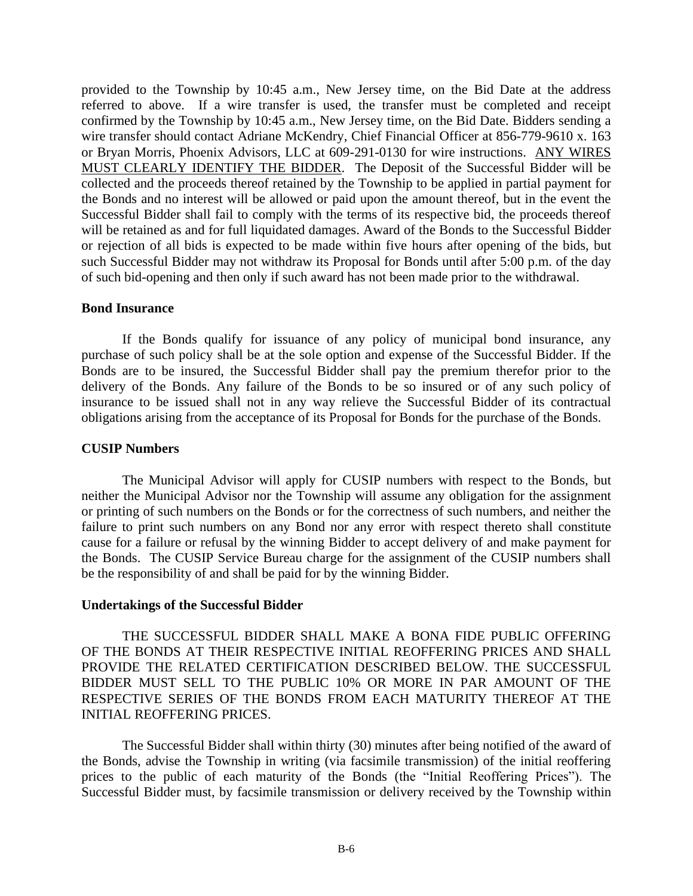provided to the Township by 10:45 a.m., New Jersey time, on the Bid Date at the address referred to above. If a wire transfer is used, the transfer must be completed and receipt confirmed by the Township by 10:45 a.m., New Jersey time, on the Bid Date. Bidders sending a wire transfer should contact Adriane McKendry, Chief Financial Officer at 856-779-9610 x. 163 or Bryan Morris, Phoenix Advisors, LLC at 609-291-0130 for wire instructions. ANY WIRES MUST CLEARLY IDENTIFY THE BIDDER. The Deposit of the Successful Bidder will be collected and the proceeds thereof retained by the Township to be applied in partial payment for the Bonds and no interest will be allowed or paid upon the amount thereof, but in the event the Successful Bidder shall fail to comply with the terms of its respective bid, the proceeds thereof will be retained as and for full liquidated damages. Award of the Bonds to the Successful Bidder or rejection of all bids is expected to be made within five hours after opening of the bids, but such Successful Bidder may not withdraw its Proposal for Bonds until after 5:00 p.m. of the day of such bid-opening and then only if such award has not been made prior to the withdrawal.

**Bond Insurance**

If the Bonds qualify for issuance of any policy of municipal bond insurance, any purchase of such policy shall be at the sole option and expense of the Successful Bidder. If the Bonds are to be insured, the Successful Bidder shall pay the premium therefor prior to the delivery of the Bonds. Any failure of the Bonds to be so insured or of any such policy of insurance to be issued shall not in any way relieve the Successful Bidder of its contractual obligations arising from the acceptance of its Proposal for Bonds for the purchase of the Bonds.

**CUSIP Numbers**

The Municipal Advisor will apply for CUSIP numbers with respect to the Bonds, but neither the Municipal Advisor nor the Township will assume any obligation for the assignment or printing of such numbers on the Bonds or for the correctness of such numbers, and neither the failure to print such numbers on any Bond nor any error with respect thereto shall constitute cause for a failure or refusal by the winning Bidder to accept delivery of and make payment for the Bonds. The CUSIP Service Bureau charge for the assignment of the CUSIP numbers shall be the responsibility of and shall be paid for by the winning Bidder.

**Undertakings of the Successful Bidder**

THE SUCCESSFUL BIDDER SHALL MAKE A BONA FIDE PUBLIC OFFERING OF THE BONDS AT THEIR RESPECTIVE INITIAL REOFFERING PRICES AND SHALL PROVIDE THE RELATED CERTIFICATION DESCRIBED BELOW. THE SUCCESSFUL BIDDER MUST SELL TO THE PUBLIC 10% OR MORE IN PAR AMOUNT OF THE RESPECTIVE SERIES OF THE BONDS FROM EACH MATURITY THEREOF AT THE INITIAL REOFFERING PRICES.

The Successful Bidder shall within thirty (30) minutes after being notified of the award of the Bonds, advise the Township in writing (via facsimile transmission) of the initial reoffering prices to the public of each maturity of the Bonds (the "Initial Reoffering Prices"). The Successful Bidder must, by facsimile transmission or delivery received by the Township within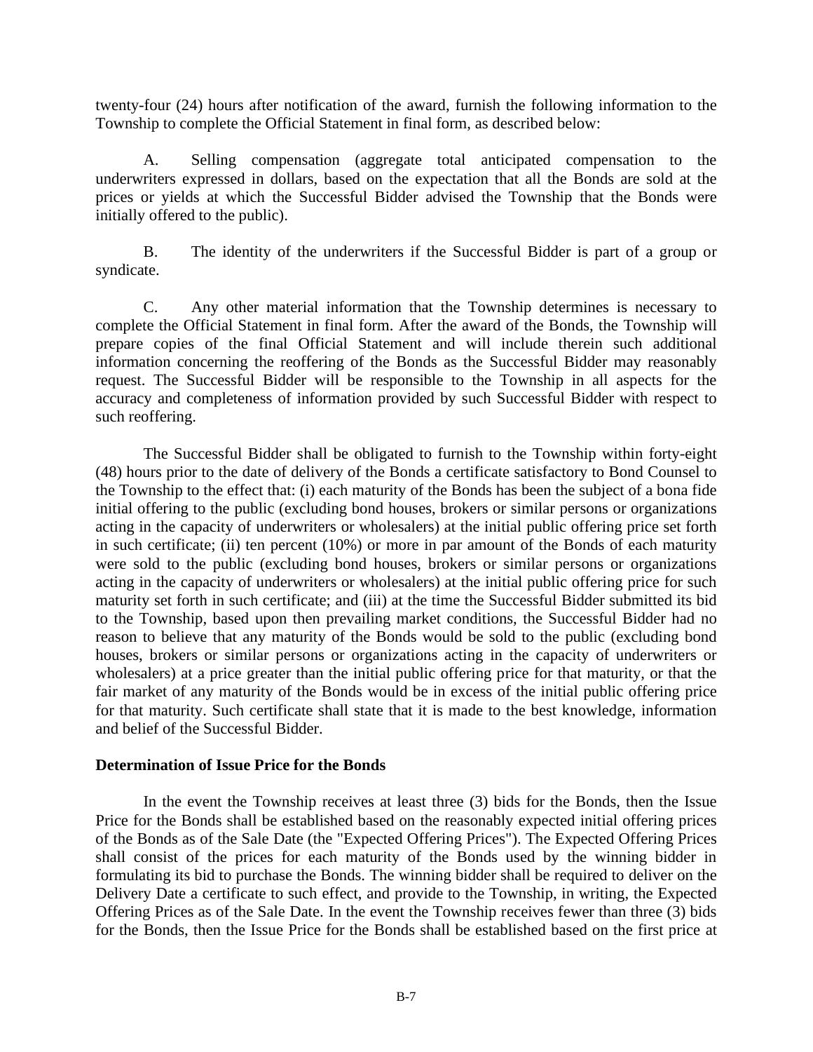twenty-four (24) hours after notification of the award, furnish the following information to the Township to complete the Official Statement in final form, as described below:

A. Selling compensation (aggregate total anticipated compensation to the underwriters expressed in dollars, based on the expectation that all the Bonds are sold at the prices or yields at which the Successful Bidder advised the Township that the Bonds were initially offered to the public).

B. The identity of the underwriters if the Successful Bidder is part of a group or syndicate.

C. Any other material information that the Township determines is necessary to complete the Official Statement in final form. After the award of the Bonds, the Township will prepare copies of the final Official Statement and will include therein such additional information concerning the reoffering of the Bonds as the Successful Bidder may reasonably request. The Successful Bidder will be responsible to the Township in all aspects for the accuracy and completeness of information provided by such Successful Bidder with respect to such reoffering.

The Successful Bidder shall be obligated to furnish to the Township within forty-eight (48) hours prior to the date of delivery of the Bonds a certificate satisfactory to Bond Counsel to the Township to the effect that: (i) each maturity of the Bonds has been the subject of a bona fide initial offering to the public (excluding bond houses, brokers or similar persons or organizations acting in the capacity of underwriters or wholesalers) at the initial public offering price set forth in such certificate; (ii) ten percent (10%) or more in par amount of the Bonds of each maturity were sold to the public (excluding bond houses, brokers or similar persons or organizations acting in the capacity of underwriters or wholesalers) at the initial public offering price for such maturity set forth in such certificate; and (iii) at the time the Successful Bidder submitted its bid to the Township, based upon then prevailing market conditions, the Successful Bidder had no reason to believe that any maturity of the Bonds would be sold to the public (excluding bond houses, brokers or similar persons or organizations acting in the capacity of underwriters or wholesalers) at a price greater than the initial public offering price for that maturity, or that the fair market of any maturity of the Bonds would be in excess of the initial public offering price for that maturity. Such certificate shall state that it is made to the best knowledge, information and belief of the Successful Bidder.

**Determination of Issue Price for the Bonds**

In the event the Township receives at least three (3) bids for the Bonds, then the Issue Price for the Bonds shall be established based on the reasonably expected initial offering prices of the Bonds as of the Sale Date (the "Expected Offering Prices"). The Expected Offering Prices shall consist of the prices for each maturity of the Bonds used by the winning bidder in formulating its bid to purchase the Bonds. The winning bidder shall be required to deliver on the Delivery Date a certificate to such effect, and provide to the Township, in writing, the Expected Offering Prices as of the Sale Date. In the event the Township receives fewer than three (3) bids for the Bonds, then the Issue Price for the Bonds shall be established based on the first price at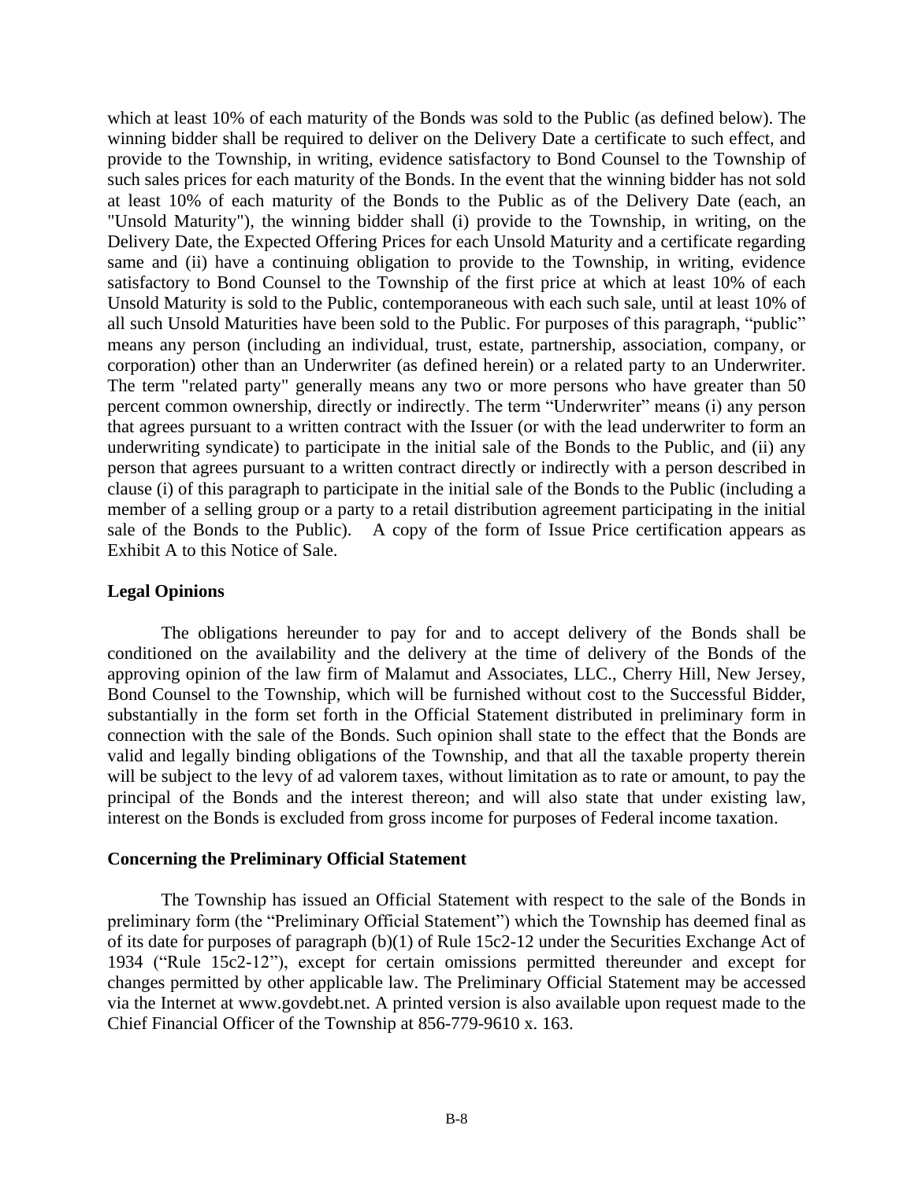which at least 10% of each maturity of the Bonds was sold to the Public (as defined below). The winning bidder shall be required to deliver on the Delivery Date a certificate to such effect, and provide to the Township, in writing, evidence satisfactory to Bond Counsel to the Township of such sales prices for each maturity of the Bonds. In the event that the winning bidder has not sold at least 10% of each maturity of the Bonds to the Public as of the Delivery Date (each, an "Unsold Maturity"), the winning bidder shall (i) provide to the Township, in writing, on the Delivery Date, the Expected Offering Prices for each Unsold Maturity and a certificate regarding same and (ii) have a continuing obligation to provide to the Township, in writing, evidence satisfactory to Bond Counsel to the Township of the first price at which at least 10% of each Unsold Maturity is sold to the Public, contemporaneous with each such sale, until at least 10% of all such Unsold Maturities have been sold to the Public. For purposes of this paragraph, "public" means any person (including an individual, trust, estate, partnership, association, company, or corporation) other than an Underwriter (as defined herein) or a related party to an Underwriter. The term "related party" generally means any two or more persons who have greater than 50 percent common ownership, directly or indirectly. The term "Underwriter" means (i) any person that agrees pursuant to a written contract with the Issuer (or with the lead underwriter to form an underwriting syndicate) to participate in the initial sale of the Bonds to the Public, and (ii) any person that agrees pursuant to a written contract directly or indirectly with a person described in clause (i) of this paragraph to participate in the initial sale of the Bonds to the Public (including a member of a selling group or a party to a retail distribution agreement participating in the initial sale of the Bonds to the Public). A copy of the form of Issue Price certification appears as Exhibit A to this Notice of Sale.

**Legal Opinions**

The obligations hereunder to pay for and to accept delivery of the Bonds shall be conditioned on the availability and the delivery at the time of delivery of the Bonds of the approving opinion of the law firm of Malamut and Associates, LLC., Cherry Hill, New Jersey, Bond Counsel to the Township, which will be furnished without cost to the Successful Bidder, substantially in the form set forth in the Official Statement distributed in preliminary form in connection with the sale of the Bonds. Such opinion shall state to the effect that the Bonds are valid and legally binding obligations of the Township, and that all the taxable property therein will be subject to the levy of ad valorem taxes, without limitation as to rate or amount, to pay the principal of the Bonds and the interest thereon; and will also state that under existing law, interest on the Bonds is excluded from gross income for purposes of Federal income taxation.

**Concerning the Preliminary Official Statement**

The Township has issued an Official Statement with respect to the sale of the Bonds in preliminary form (the "Preliminary Official Statement") which the Township has deemed final as of its date for purposes of paragraph (b)(1) of Rule 15c2-12 under the Securities Exchange Act of 1934 ("Rule 15c2-12"), except for certain omissions permitted thereunder and except for changes permitted by other applicable law. The Preliminary Official Statement may be accessed via the Internet at www.govdebt.net. A printed version is also available upon request made to the Chief Financial Officer of the Township at 856-779-9610 x. 163.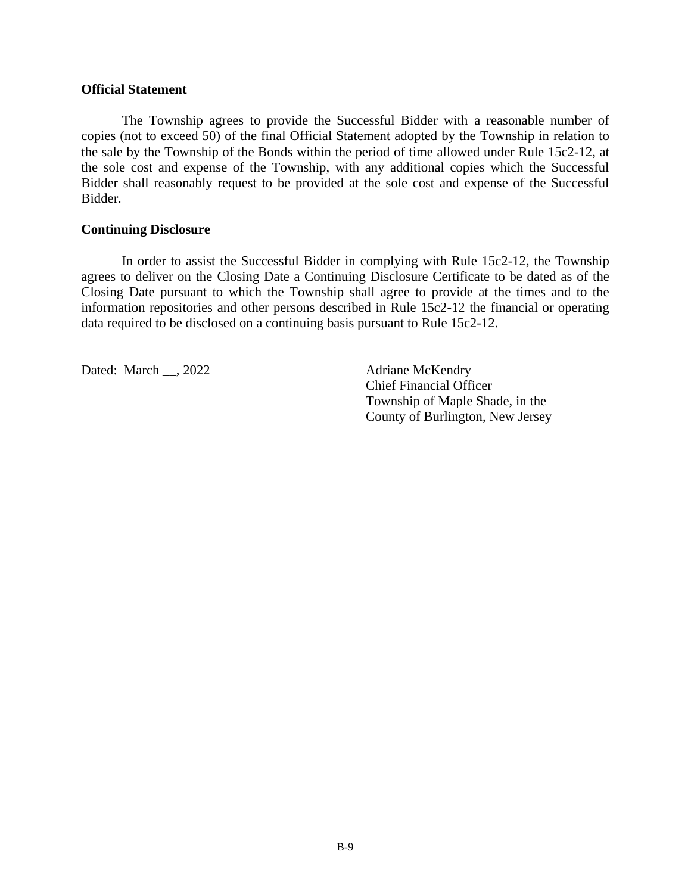**Official Statement**

The Township agrees to provide the Successful Bidder with a reasonable number of copies (not to exceed 50) of the final Official Statement adopted by the Township in relation to the sale by the Township of the Bonds within the period of time allowed under Rule 15c2-12, at the sole cost and expense of the Township, with any additional copies which the Successful Bidder shall reasonably request to be provided at the sole cost and expense of the Successful Bidder.

**Continuing Disclosure**

In order to assist the Successful Bidder in complying with Rule 15c2-12, the Township agrees to deliver on the Closing Date a Continuing Disclosure Certificate to be dated as of the Closing Date pursuant to which the Township shall agree to provide at the times and to the information repositories and other persons described in Rule 15c2-12 the financial or operating data required to be disclosed on a continuing basis pursuant to Rule 15c2-12.

Dated: March __, 2022

Adriane McKendry
Chief Financial Officer
Township of Maple Shade, in the
County of Burlington, New Jersey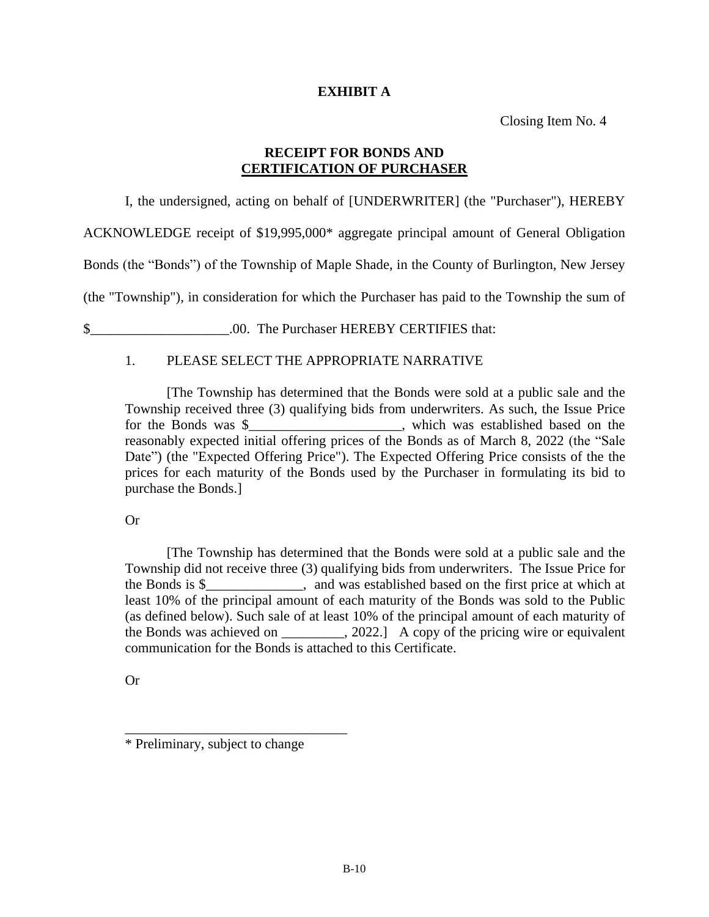**EXHIBIT A**

Closing Item No. 4

**RECEIPT FOR BONDS AND**
**CERTIFICATION OF PURCHASER**

I, the undersigned, acting on behalf of [UNDERWRITER] (the "Purchaser"), HEREBY ACKNOWLEDGE receipt of $19,995,000* aggregate principal amount of General Obligation Bonds (the “Bonds”) of the Township of Maple Shade, in the County of Burlington, New Jersey (the "Township"), in consideration for which the Purchaser has paid to the Township the sum of $____________________.00. The Purchaser HEREBY CERTIFIES that:

1. PLEASE SELECT THE APPROPRIATE NARRATIVE

[The Township has determined that the Bonds were sold at a public sale and the Township received three (3) qualifying bids from underwriters. As such, the Issue Price for the Bonds was $______________________, which was established based on the reasonably expected initial offering prices of the Bonds as of March 8, 2022 (the “Sale Date”) (the "Expected Offering Price"). The Expected Offering Price consists of the the prices for each maturity of the Bonds used by the Purchaser in formulating its bid to purchase the Bonds.]

Or

[The Township has determined that the Bonds were sold at a public sale and the Township did not receive three (3) qualifying bids from underwriters. The Issue Price for the Bonds is $______________, and was established based on the first price at which at least 10% of the principal amount of each maturity of the Bonds was sold to the Public (as defined below). Such sale of at least 10% of the principal amount of each maturity of the Bonds was achieved on _________, 2022.] A copy of the pricing wire or equivalent communication for the Bonds is attached to this Certificate.

Or

\* Preliminary, subject to change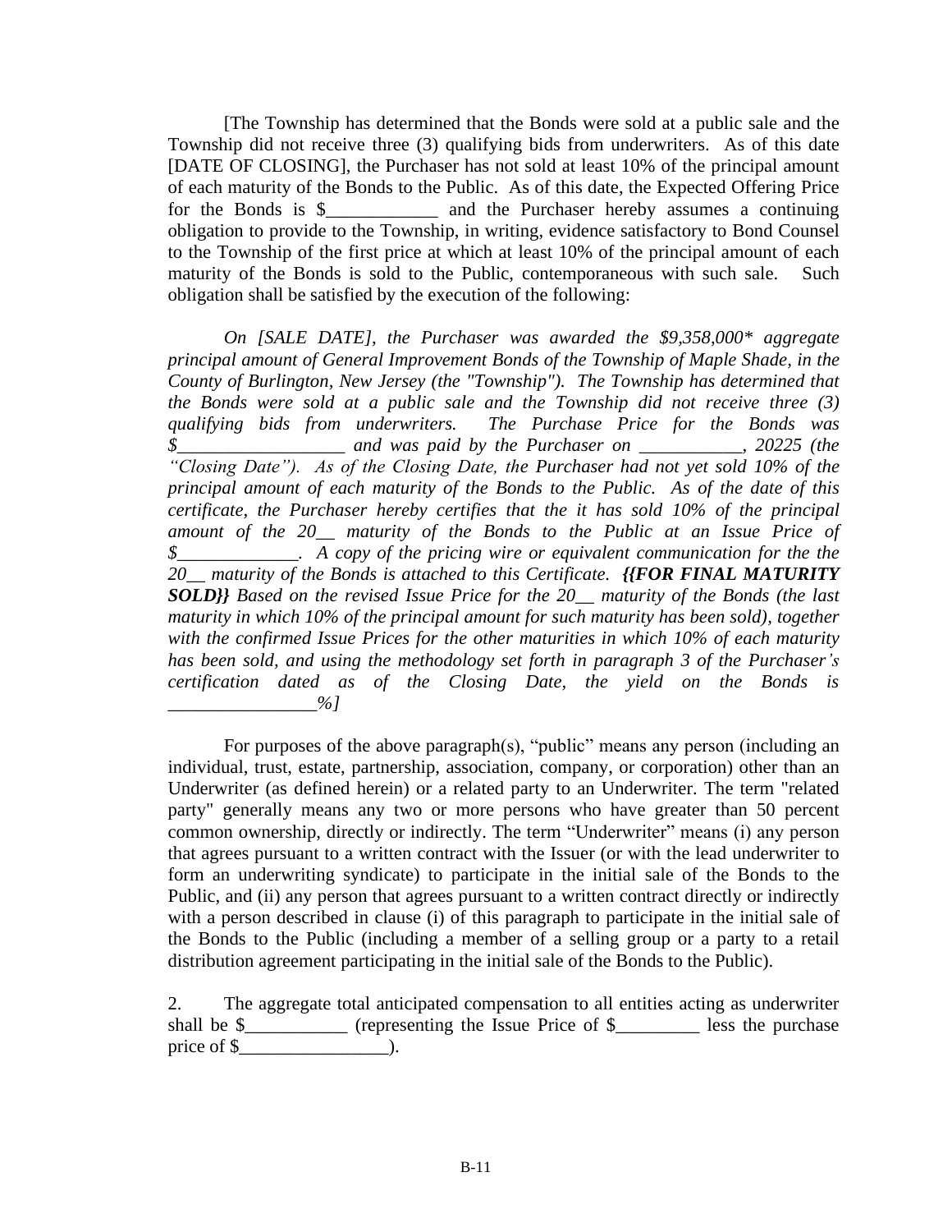[The Township has determined that the Bonds were sold at a public sale and the Township did not receive three (3) qualifying bids from underwriters. As of this date [DATE OF CLOSING], the Purchaser has not sold at least 10% of the principal amount of each maturity of the Bonds to the Public. As of this date, the Expected Offering Price for the Bonds is $____________ and the Purchaser hereby assumes a continuing obligation to provide to the Township, in writing, evidence satisfactory to Bond Counsel to the Township of the first price at which at least 10% of the principal amount of each maturity of the Bonds is sold to the Public, contemporaneous with such sale. Such obligation shall be satisfied by the execution of the following:

*On [SALE DATE], the Purchaser was awarded the $9,358,000\* aggregate principal amount of General Improvement Bonds of the Township of Maple Shade, in the County of Burlington, New Jersey (the "Township"). The Township has determined that the Bonds were sold at a public sale and the Township did not receive three (3) qualifying bids from underwriters. The Purchase Price for the Bonds was $__________________ and was paid by the Purchaser on ___________, 20225 (the "Closing Date"). As of the Closing Date, the Purchaser had not yet sold 10% of the principal amount of each maturity of the Bonds to the Public. As of the date of this certificate, the Purchaser hereby certifies that the it has sold 10% of the principal amount of the 20__ maturity of the Bonds to the Public at an Issue Price of $_____________. A copy of the pricing wire or equivalent communication for the the 20__ maturity of the Bonds is attached to this Certificate.* ***{{FOR FINAL MATURITY SOLD}}*** *Based on the revised Issue Price for the 20__ maturity of the Bonds (the last maturity in which 10% of the principal amount for such maturity has been sold), together with the confirmed Issue Prices for the other maturities in which 10% of each maturity has been sold, and using the methodology set forth in paragraph 3 of the Purchaser's certification dated as of the Closing Date, the yield on the Bonds is ________________%]*

For purposes of the above paragraph(s), "public" means any person (including an individual, trust, estate, partnership, association, company, or corporation) other than an Underwriter (as defined herein) or a related party to an Underwriter. The term "related party" generally means any two or more persons who have greater than 50 percent common ownership, directly or indirectly. The term "Underwriter" means (i) any person that agrees pursuant to a written contract with the Issuer (or with the lead underwriter to form an underwriting syndicate) to participate in the initial sale of the Bonds to the Public, and (ii) any person that agrees pursuant to a written contract directly or indirectly with a person described in clause (i) of this paragraph to participate in the initial sale of the Bonds to the Public (including a member of a selling group or a party to a retail distribution agreement participating in the initial sale of the Bonds to the Public).

2. The aggregate total anticipated compensation to all entities acting as underwriter shall be $___________ (representing the Issue Price of $_________ less the purchase price of $________________).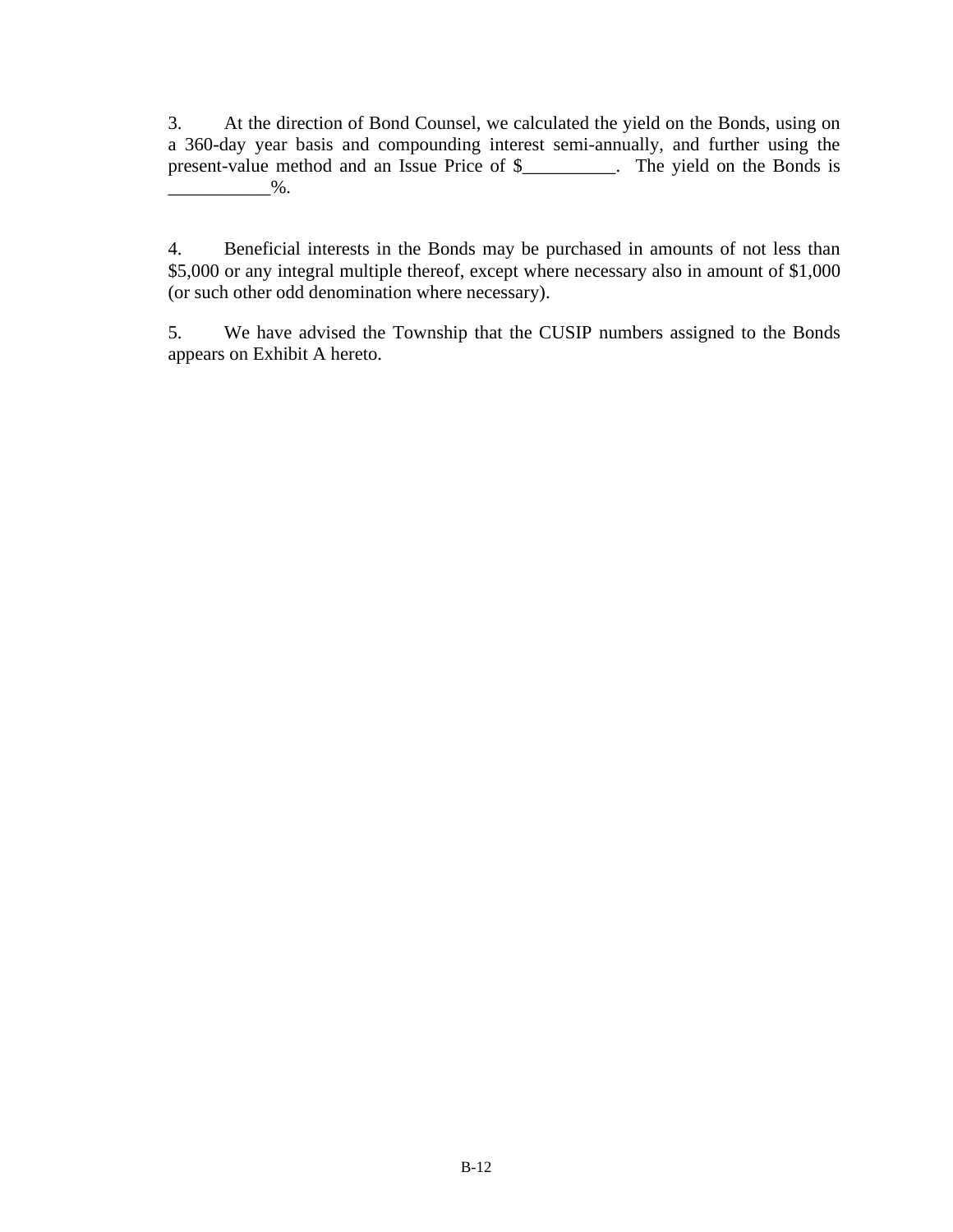3. At the direction of Bond Counsel, we calculated the yield on the Bonds, using on a 360-day year basis and compounding interest semi-annually, and further using the present-value method and an Issue Price of $__________. The yield on the Bonds is ___________%.

4. Beneficial interests in the Bonds may be purchased in amounts of not less than $5,000 or any integral multiple thereof, except where necessary also in amount of $1,000 (or such other odd denomination where necessary).

5. We have advised the Township that the CUSIP numbers assigned to the Bonds appears on Exhibit A hereto.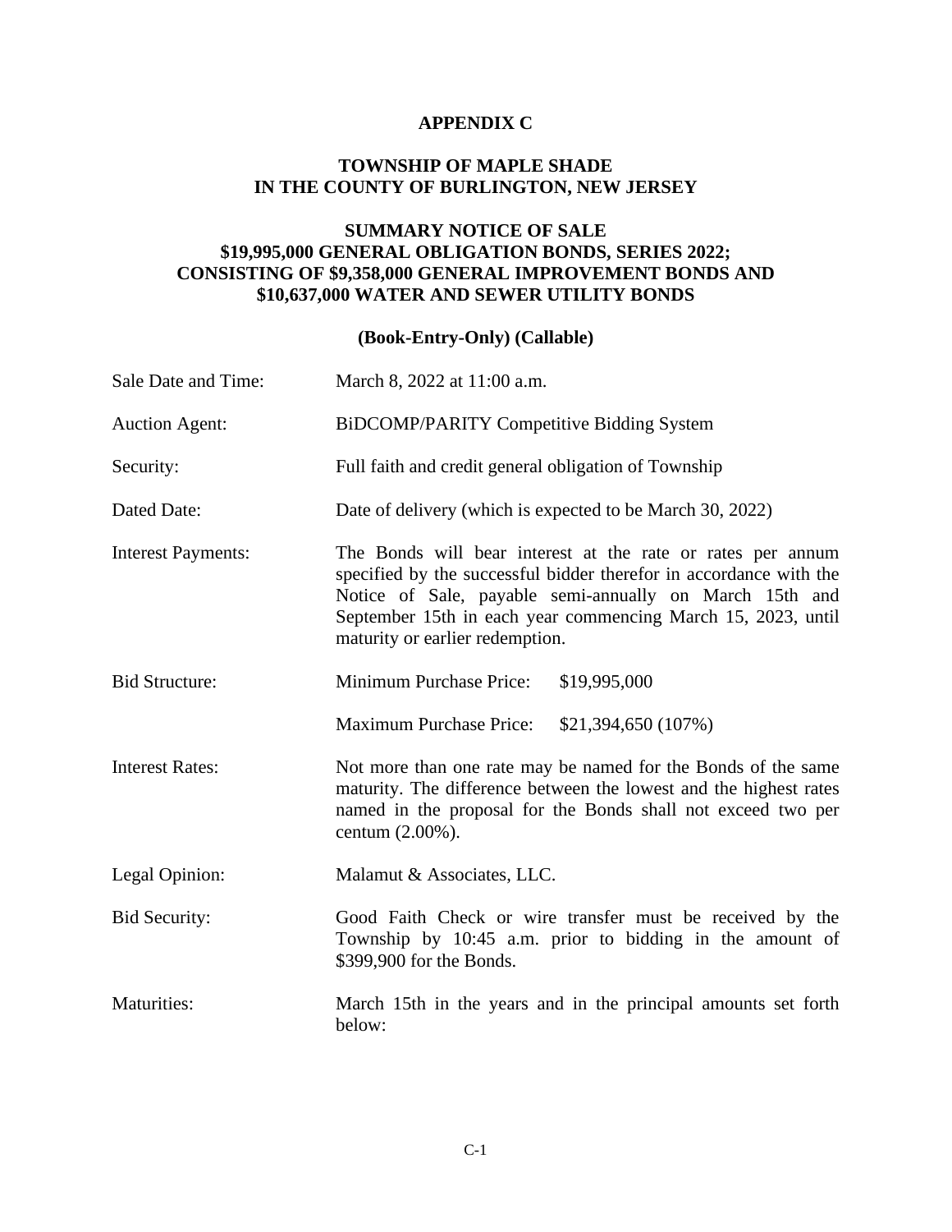# APPENDIX C

## TOWNSHIP OF MAPLE SHADE
## IN THE COUNTY OF BURLINGTON, NEW JERSEY

## SUMMARY NOTICE OF SALE
## \$19,995,000 GENERAL OBLIGATION BONDS, SERIES 2022;
## CONSISTING OF \$9,358,000 GENERAL IMPROVEMENT BONDS AND
## \$10,637,000 WATER AND SEWER UTILITY BONDS

### (Book-Entry-Only) (Callable)

| | |
|---|---|
| Sale Date and Time: | March 8, 2022 at 11:00 a.m. |
| Auction Agent: | BiDCOMP/PARITY Competitive Bidding System |
| Security: | Full faith and credit general obligation of Township |
| Dated Date: | Date of delivery (which is expected to be March 30, 2022) |
| Interest Payments: | The Bonds will bear interest at the rate or rates per annum specified by the successful bidder therefor in accordance with the Notice of Sale, payable semi-annually on March 15th and September 15th in each year commencing March 15, 2023, until maturity or earlier redemption. |
| Bid Structure: | Minimum Purchase Price: \$19,995,000 |
| | Maximum Purchase Price: \$21,394,650 (107%) |
| Interest Rates: | Not more than one rate may be named for the Bonds of the same maturity. The difference between the lowest and the highest rates named in the proposal for the Bonds shall not exceed two per centum (2.00%). |
| Legal Opinion: | Malamut & Associates, LLC. |
| Bid Security: | Good Faith Check or wire transfer must be received by the Township by 10:45 a.m. prior to bidding in the amount of \$399,900 for the Bonds. |
| Maturities: | March 15th in the years and in the principal amounts set forth below: |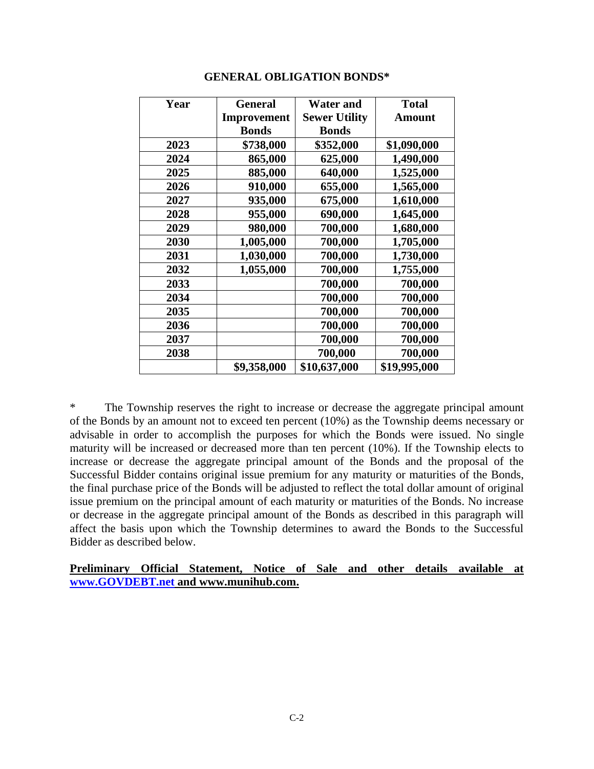## GENERAL OBLIGATION BONDS*

| Year | General Improvement Bonds | Water and Sewer Utility Bonds | Total Amount |
|---|---|---|---|
| 2023 | $738,000 | $352,000 | $1,090,000 |
| 2024 | 865,000 | 625,000 | 1,490,000 |
| 2025 | 885,000 | 640,000 | 1,525,000 |
| 2026 | 910,000 | 655,000 | 1,565,000 |
| 2027 | 935,000 | 675,000 | 1,610,000 |
| 2028 | 955,000 | 690,000 | 1,645,000 |
| 2029 | 980,000 | 700,000 | 1,680,000 |
| 2030 | 1,005,000 | 700,000 | 1,705,000 |
| 2031 | 1,030,000 | 700,000 | 1,730,000 |
| 2032 | 1,055,000 | 700,000 | 1,755,000 |
| 2033 | | 700,000 | 700,000 |
| 2034 | | 700,000 | 700,000 |
| 2035 | | 700,000 | 700,000 |
| 2036 | | 700,000 | 700,000 |
| 2037 | | 700,000 | 700,000 |
| 2038 | | 700,000 | 700,000 |
| | $9,358,000 | $10,637,000 | $19,995,000 |

\* The Township reserves the right to increase or decrease the aggregate principal amount of the Bonds by an amount not to exceed ten percent (10%) as the Township deems necessary or advisable in order to accomplish the purposes for which the Bonds were issued. No single maturity will be increased or decreased more than ten percent (10%). If the Township elects to increase or decrease the aggregate principal amount of the Bonds and the proposal of the Successful Bidder contains original issue premium for any maturity or maturities of the Bonds, the final purchase price of the Bonds will be adjusted to reflect the total dollar amount of original issue premium on the principal amount of each maturity or maturities of the Bonds. No increase or decrease in the aggregate principal amount of the Bonds as described in this paragraph will affect the basis upon which the Township determines to award the Bonds to the Successful Bidder as described below.

**Preliminary Official Statement, Notice of Sale and other details available at www.GOVDEBT.net and www.munihub.com.**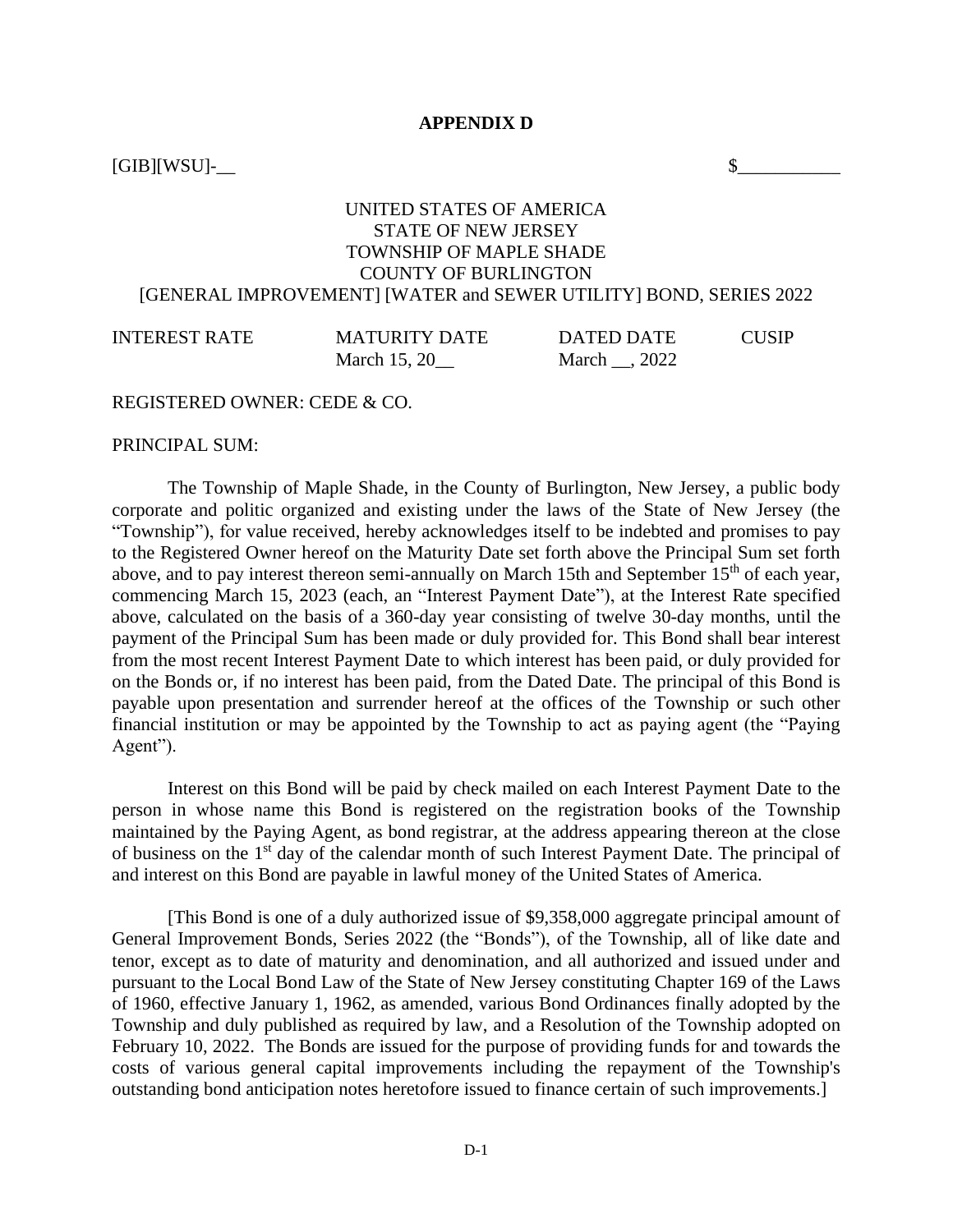**APPENDIX D**

[GIB][WSU]-__ $___________

UNITED STATES OF AMERICA
STATE OF NEW JERSEY
TOWNSHIP OF MAPLE SHADE
COUNTY OF BURLINGTON
[GENERAL IMPROVEMENT] [WATER and SEWER UTILITY] BOND, SERIES 2022

| INTEREST RATE | MATURITY DATE | DATED DATE | CUSIP |
| --- | --- | --- | --- |
| | March 15, 20__ | March __, 2022 | |

REGISTERED OWNER: CEDE & CO.

PRINCIPAL SUM:

The Township of Maple Shade, in the County of Burlington, New Jersey, a public body corporate and politic organized and existing under the laws of the State of New Jersey (the "Township"), for value received, hereby acknowledges itself to be indebted and promises to pay to the Registered Owner hereof on the Maturity Date set forth above the Principal Sum set forth above, and to pay interest thereon semi-annually on March 15th and September 15th of each year, commencing March 15, 2023 (each, an "Interest Payment Date"), at the Interest Rate specified above, calculated on the basis of a 360-day year consisting of twelve 30-day months, until the payment of the Principal Sum has been made or duly provided for. This Bond shall bear interest from the most recent Interest Payment Date to which interest has been paid, or duly provided for on the Bonds or, if no interest has been paid, from the Dated Date. The principal of this Bond is payable upon presentation and surrender hereof at the offices of the Township or such other financial institution or may be appointed by the Township to act as paying agent (the "Paying Agent").

Interest on this Bond will be paid by check mailed on each Interest Payment Date to the person in whose name this Bond is registered on the registration books of the Township maintained by the Paying Agent, as bond registrar, at the address appearing thereon at the close of business on the 1st day of the calendar month of such Interest Payment Date. The principal of and interest on this Bond are payable in lawful money of the United States of America.

[This Bond is one of a duly authorized issue of $9,358,000 aggregate principal amount of General Improvement Bonds, Series 2022 (the "Bonds"), of the Township, all of like date and tenor, except as to date of maturity and denomination, and all authorized and issued under and pursuant to the Local Bond Law of the State of New Jersey constituting Chapter 169 of the Laws of 1960, effective January 1, 1962, as amended, various Bond Ordinances finally adopted by the Township and duly published as required by law, and a Resolution of the Township adopted on February 10, 2022. The Bonds are issued for the purpose of providing funds for and towards the costs of various general capital improvements including the repayment of the Township's outstanding bond anticipation notes heretofore issued to finance certain of such improvements.]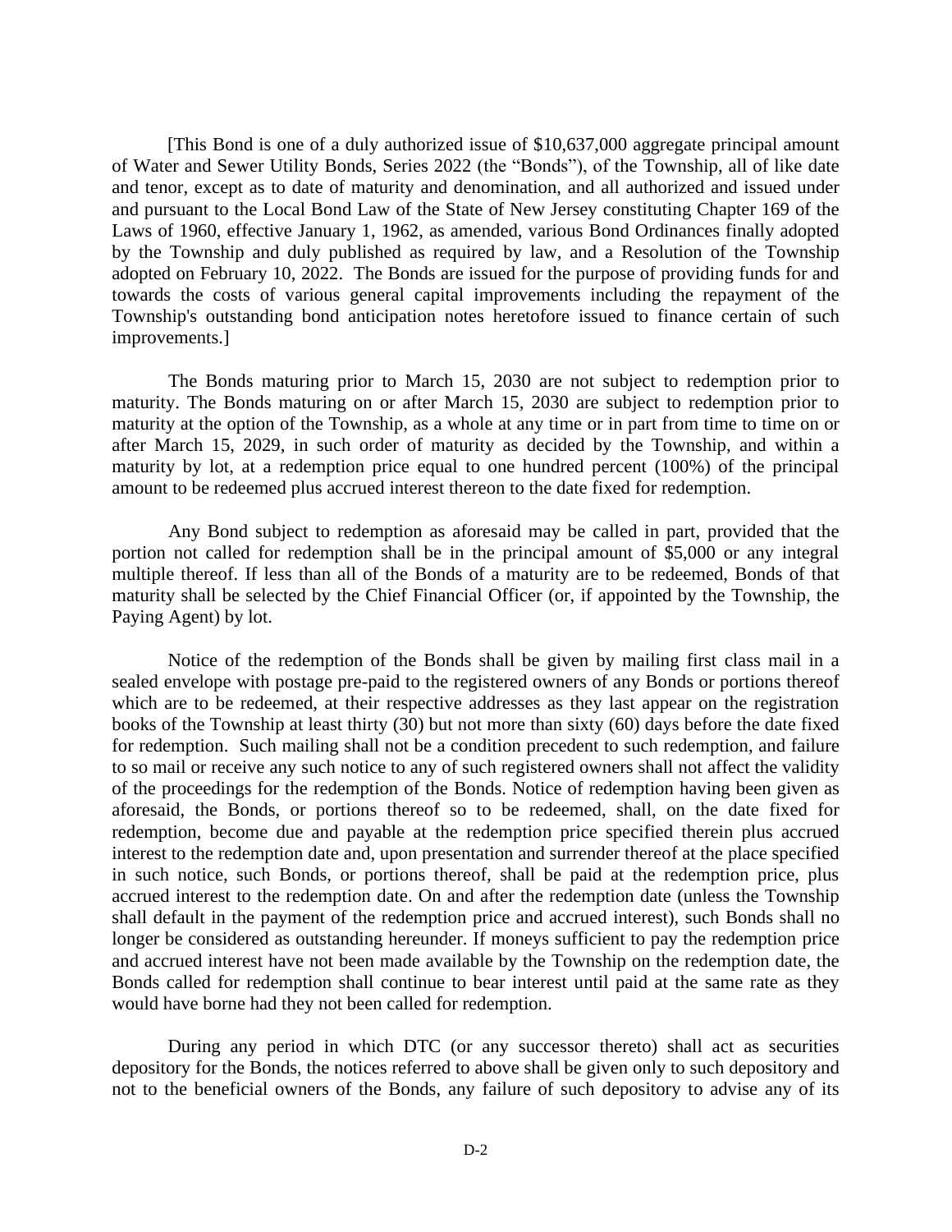[This Bond is one of a duly authorized issue of $10,637,000 aggregate principal amount of Water and Sewer Utility Bonds, Series 2022 (the "Bonds"), of the Township, all of like date and tenor, except as to date of maturity and denomination, and all authorized and issued under and pursuant to the Local Bond Law of the State of New Jersey constituting Chapter 169 of the Laws of 1960, effective January 1, 1962, as amended, various Bond Ordinances finally adopted by the Township and duly published as required by law, and a Resolution of the Township adopted on February 10, 2022. The Bonds are issued for the purpose of providing funds for and towards the costs of various general capital improvements including the repayment of the Township's outstanding bond anticipation notes heretofore issued to finance certain of such improvements.]

The Bonds maturing prior to March 15, 2030 are not subject to redemption prior to maturity. The Bonds maturing on or after March 15, 2030 are subject to redemption prior to maturity at the option of the Township, as a whole at any time or in part from time to time on or after March 15, 2029, in such order of maturity as decided by the Township, and within a maturity by lot, at a redemption price equal to one hundred percent (100%) of the principal amount to be redeemed plus accrued interest thereon to the date fixed for redemption.

Any Bond subject to redemption as aforesaid may be called in part, provided that the portion not called for redemption shall be in the principal amount of $5,000 or any integral multiple thereof. If less than all of the Bonds of a maturity are to be redeemed, Bonds of that maturity shall be selected by the Chief Financial Officer (or, if appointed by the Township, the Paying Agent) by lot.

Notice of the redemption of the Bonds shall be given by mailing first class mail in a sealed envelope with postage pre-paid to the registered owners of any Bonds or portions thereof which are to be redeemed, at their respective addresses as they last appear on the registration books of the Township at least thirty (30) but not more than sixty (60) days before the date fixed for redemption. Such mailing shall not be a condition precedent to such redemption, and failure to so mail or receive any such notice to any of such registered owners shall not affect the validity of the proceedings for the redemption of the Bonds. Notice of redemption having been given as aforesaid, the Bonds, or portions thereof so to be redeemed, shall, on the date fixed for redemption, become due and payable at the redemption price specified therein plus accrued interest to the redemption date and, upon presentation and surrender thereof at the place specified in such notice, such Bonds, or portions thereof, shall be paid at the redemption price, plus accrued interest to the redemption date. On and after the redemption date (unless the Township shall default in the payment of the redemption price and accrued interest), such Bonds shall no longer be considered as outstanding hereunder. If moneys sufficient to pay the redemption price and accrued interest have not been made available by the Township on the redemption date, the Bonds called for redemption shall continue to bear interest until paid at the same rate as they would have borne had they not been called for redemption.

During any period in which DTC (or any successor thereto) shall act as securities depository for the Bonds, the notices referred to above shall be given only to such depository and not to the beneficial owners of the Bonds, any failure of such depository to advise any of its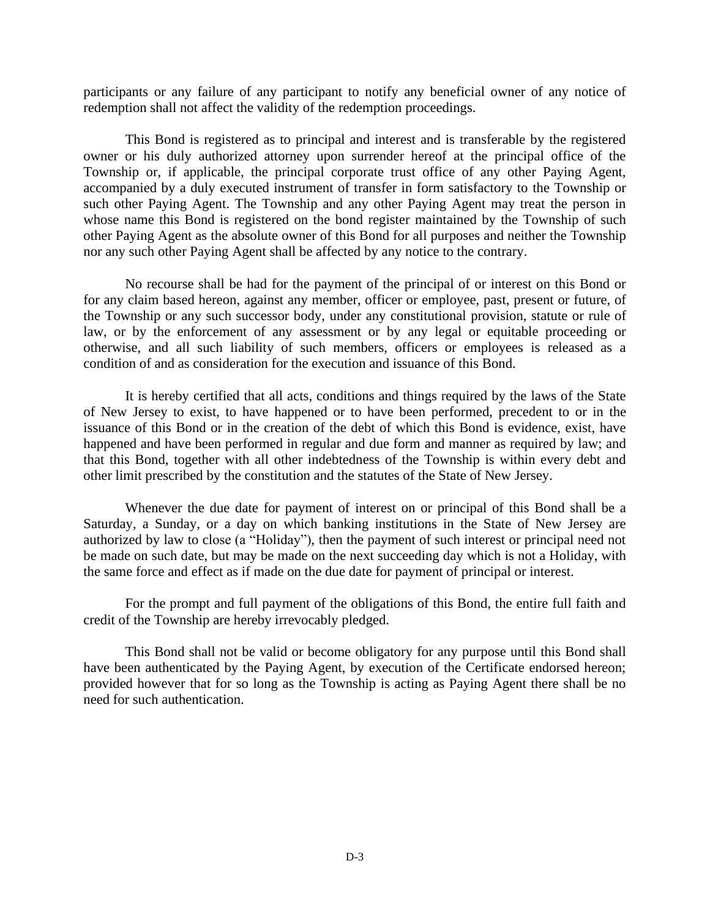participants or any failure of any participant to notify any beneficial owner of any notice of redemption shall not affect the validity of the redemption proceedings.

This Bond is registered as to principal and interest and is transferable by the registered owner or his duly authorized attorney upon surrender hereof at the principal office of the Township or, if applicable, the principal corporate trust office of any other Paying Agent, accompanied by a duly executed instrument of transfer in form satisfactory to the Township or such other Paying Agent. The Township and any other Paying Agent may treat the person in whose name this Bond is registered on the bond register maintained by the Township of such other Paying Agent as the absolute owner of this Bond for all purposes and neither the Township nor any such other Paying Agent shall be affected by any notice to the contrary.

No recourse shall be had for the payment of the principal of or interest on this Bond or for any claim based hereon, against any member, officer or employee, past, present or future, of the Township or any such successor body, under any constitutional provision, statute or rule of law, or by the enforcement of any assessment or by any legal or equitable proceeding or otherwise, and all such liability of such members, officers or employees is released as a condition of and as consideration for the execution and issuance of this Bond.

It is hereby certified that all acts, conditions and things required by the laws of the State of New Jersey to exist, to have happened or to have been performed, precedent to or in the issuance of this Bond or in the creation of the debt of which this Bond is evidence, exist, have happened and have been performed in regular and due form and manner as required by law; and that this Bond, together with all other indebtedness of the Township is within every debt and other limit prescribed by the constitution and the statutes of the State of New Jersey.

Whenever the due date for payment of interest on or principal of this Bond shall be a Saturday, a Sunday, or a day on which banking institutions in the State of New Jersey are authorized by law to close (a "Holiday"), then the payment of such interest or principal need not be made on such date, but may be made on the next succeeding day which is not a Holiday, with the same force and effect as if made on the due date for payment of principal or interest.

For the prompt and full payment of the obligations of this Bond, the entire full faith and credit of the Township are hereby irrevocably pledged.

This Bond shall not be valid or become obligatory for any purpose until this Bond shall have been authenticated by the Paying Agent, by execution of the Certificate endorsed hereon; provided however that for so long as the Township is acting as Paying Agent there shall be no need for such authentication.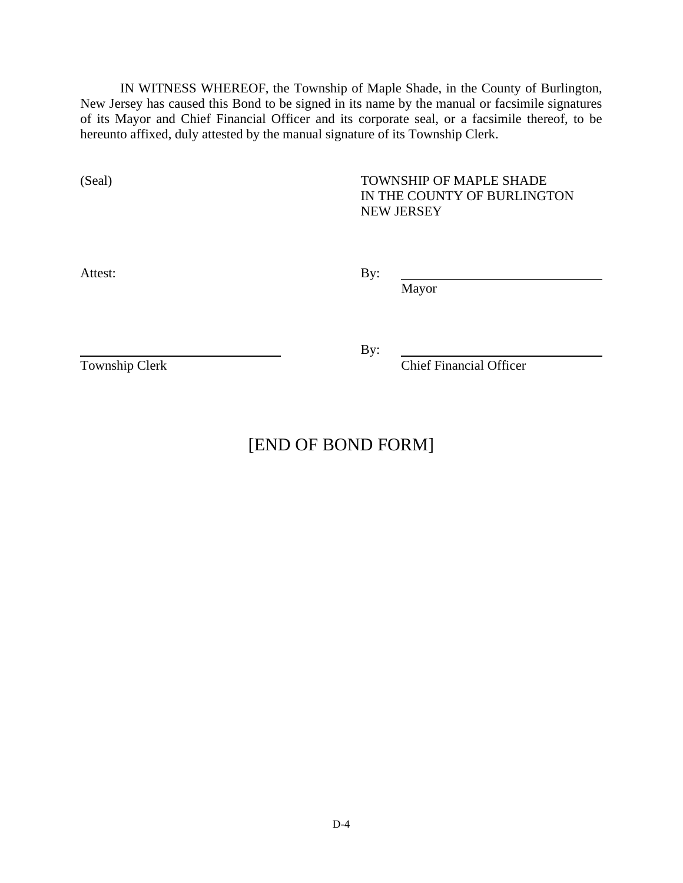IN WITNESS WHEREOF, the Township of Maple Shade, in the County of Burlington, New Jersey has caused this Bond to be signed in its name by the manual or facsimile signatures of its Mayor and Chief Financial Officer and its corporate seal, or a facsimile thereof, to be hereunto affixed, duly attested by the manual signature of its Township Clerk.

(Seal)

TOWNSHIP OF MAPLE SHADE
IN THE COUNTY OF BURLINGTON
NEW JERSEY

Attest:

By: ______________________________
Mayor

______________________________
Township Clerk

By: ______________________________
Chief Financial Officer

[END OF BOND FORM]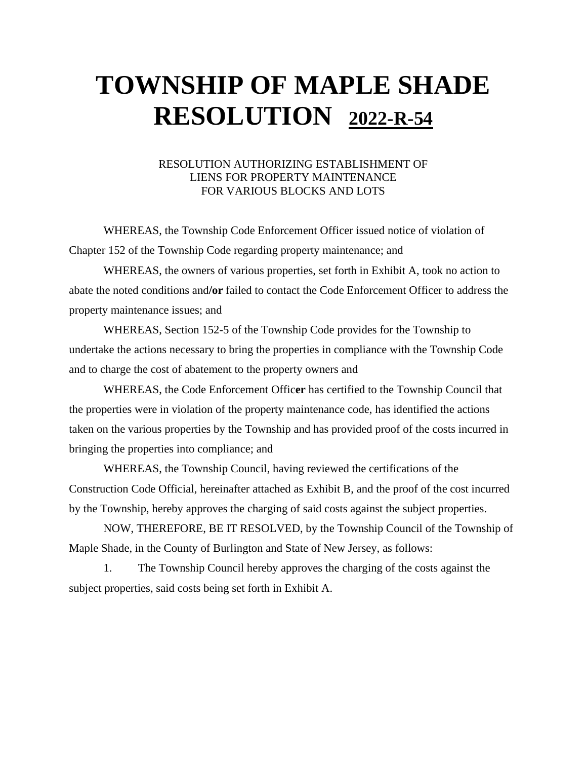# TOWNSHIP OF MAPLE SHADE RESOLUTION <u>2022-R-54</u>

RESOLUTION AUTHORIZING ESTABLISHMENT OF
LIENS FOR PROPERTY MAINTENANCE
FOR VARIOUS BLOCKS AND LOTS

WHEREAS, the Township Code Enforcement Officer issued notice of violation of Chapter 152 of the Township Code regarding property maintenance; and

WHEREAS, the owners of various properties, set forth in Exhibit A, took no action to abate the noted conditions and**/or** failed to contact the Code Enforcement Officer to address the property maintenance issues; and

WHEREAS, Section 152-5 of the Township Code provides for the Township to undertake the actions necessary to bring the properties in compliance with the Township Code and to charge the cost of abatement to the property owners and

WHEREAS, the Code Enforcement Offic**er** has certified to the Township Council that the properties were in violation of the property maintenance code, has identified the actions taken on the various properties by the Township and has provided proof of the costs incurred in bringing the properties into compliance; and

WHEREAS, the Township Council, having reviewed the certifications of the Construction Code Official, hereinafter attached as Exhibit B, and the proof of the cost incurred by the Township, hereby approves the charging of said costs against the subject properties.

NOW, THEREFORE, BE IT RESOLVED, by the Township Council of the Township of Maple Shade, in the County of Burlington and State of New Jersey, as follows:

1. The Township Council hereby approves the charging of the costs against the subject properties, said costs being set forth in Exhibit A.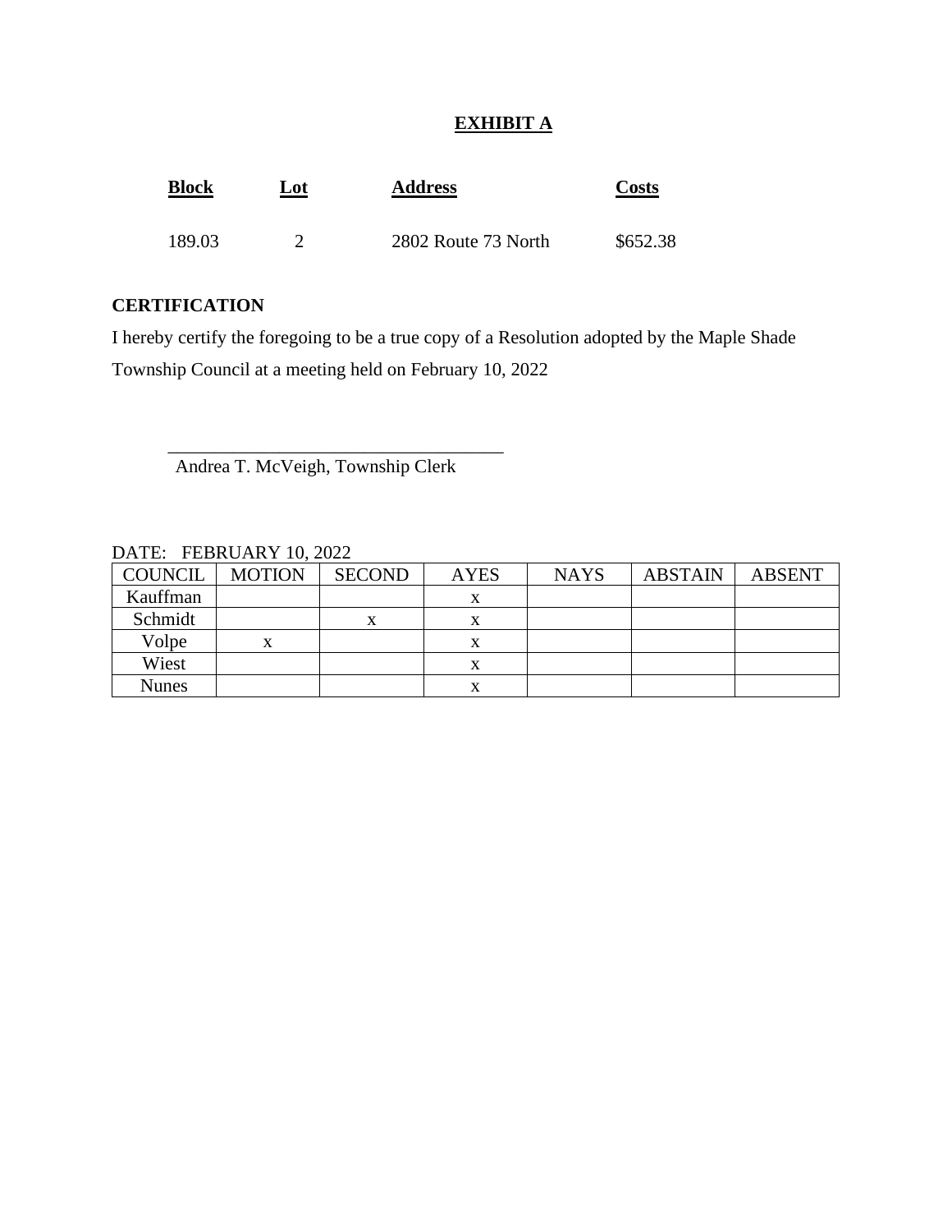## EXHIBIT A

| Block | Lot | Address | Costs |
|---|---|---|---|
| 189.03 | 2 | 2802 Route 73 North | $652.38 |

**CERTIFICATION**

I hereby certify the foregoing to be a true copy of a Resolution adopted by the Maple Shade Township Council at a meeting held on February 10, 2022

_____________________________________
Andrea T. McVeigh, Township Clerk

DATE: FEBRUARY 10, 2022

| COUNCIL | MOTION | SECOND | AYES | NAYS | ABSTAIN | ABSENT |
|---|---|---|---|---|---|---|
| Kauffman | | | x | | | |
| Schmidt | | x | x | | | |
| Volpe | x | | x | | | |
| Wiest | | | x | | | |
| Nunes | | | x | | | |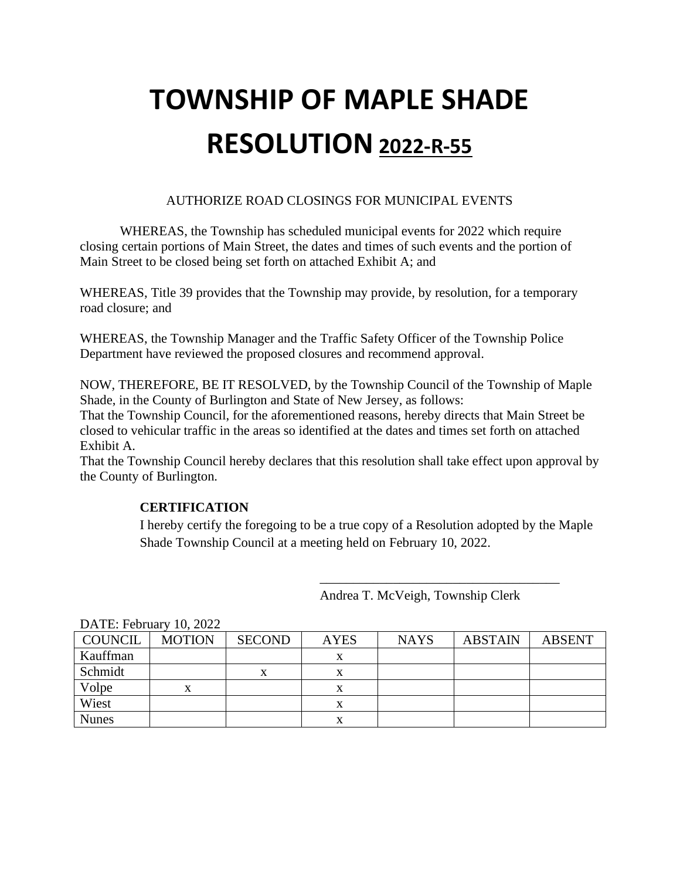# TOWNSHIP OF MAPLE SHADE

# RESOLUTION 2022-R-55

AUTHORIZE ROAD CLOSINGS FOR MUNICIPAL EVENTS

WHEREAS, the Township has scheduled municipal events for 2022 which require closing certain portions of Main Street, the dates and times of such events and the portion of Main Street to be closed being set forth on attached Exhibit A; and

WHEREAS, Title 39 provides that the Township may provide, by resolution, for a temporary road closure; and

WHEREAS, the Township Manager and the Traffic Safety Officer of the Township Police Department have reviewed the proposed closures and recommend approval.

NOW, THEREFORE, BE IT RESOLVED, by the Township Council of the Township of Maple Shade, in the County of Burlington and State of New Jersey, as follows:

That the Township Council, for the aforementioned reasons, hereby directs that Main Street be closed to vehicular traffic in the areas so identified at the dates and times set forth on attached Exhibit A.

That the Township Council hereby declares that this resolution shall take effect upon approval by the County of Burlington.

**CERTIFICATION**

I hereby certify the foregoing to be a true copy of a Resolution adopted by the Maple Shade Township Council at a meeting held on February 10, 2022.

\_\_\_\_\_\_\_\_\_\_\_\_\_\_\_\_\_\_\_\_\_\_\_\_\_\_\_\_\_\_\_\_\_\_\_\_

Andrea T. McVeigh, Township Clerk

DATE: February 10, 2022

| COUNCIL | MOTION | SECOND | AYES | NAYS | ABSTAIN | ABSENT |
|---|---|---|---|---|---|---|
| Kauffman | | | x | | | |
| Schmidt | | x | x | | | |
| Volpe | x | | x | | | |
| Wiest | | | x | | | |
| Nunes | | | x | | | |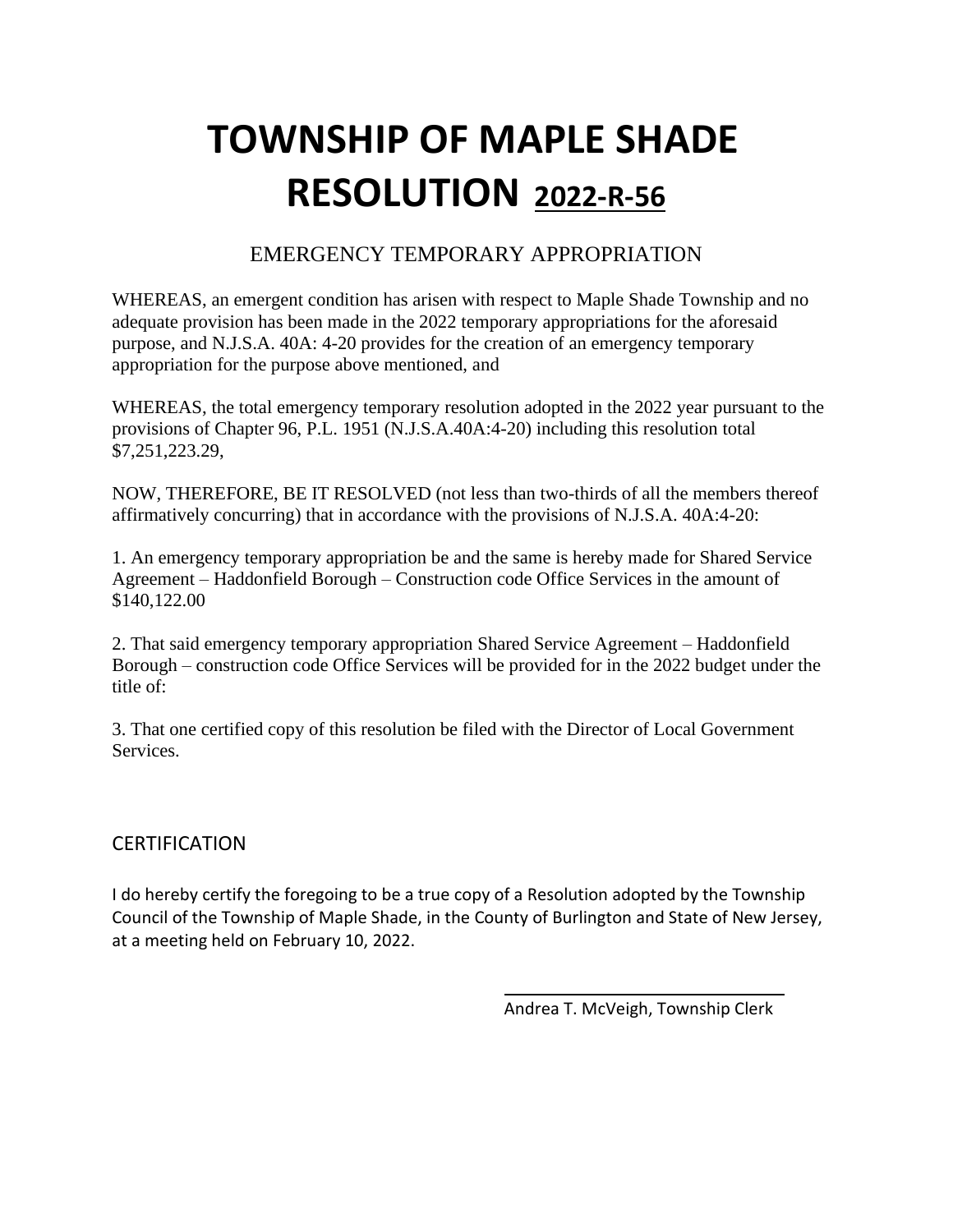# TOWNSHIP OF MAPLE SHADE RESOLUTION <u>2022-R-56</u>

## EMERGENCY TEMPORARY APPROPRIATION

WHEREAS, an emergent condition has arisen with respect to Maple Shade Township and no adequate provision has been made in the 2022 temporary appropriations for the aforesaid purpose, and N.J.S.A. 40A: 4-20 provides for the creation of an emergency temporary appropriation for the purpose above mentioned, and

WHEREAS, the total emergency temporary resolution adopted in the 2022 year pursuant to the provisions of Chapter 96, P.L. 1951 (N.J.S.A.40A:4-20) including this resolution total $7,251,223.29,

NOW, THEREFORE, BE IT RESOLVED (not less than two-thirds of all the members thereof affirmatively concurring) that in accordance with the provisions of N.J.S.A. 40A:4-20:

1. An emergency temporary appropriation be and the same is hereby made for Shared Service Agreement – Haddonfield Borough – Construction code Office Services in the amount of $140,122.00

2. That said emergency temporary appropriation Shared Service Agreement – Haddonfield Borough – construction code Office Services will be provided for in the 2022 budget under the title of:

3. That one certified copy of this resolution be filed with the Director of Local Government Services.

## CERTIFICATION

I do hereby certify the foregoing to be a true copy of a Resolution adopted by the Township Council of the Township of Maple Shade, in the County of Burlington and State of New Jersey, at a meeting held on February 10, 2022.

Andrea T. McVeigh, Township Clerk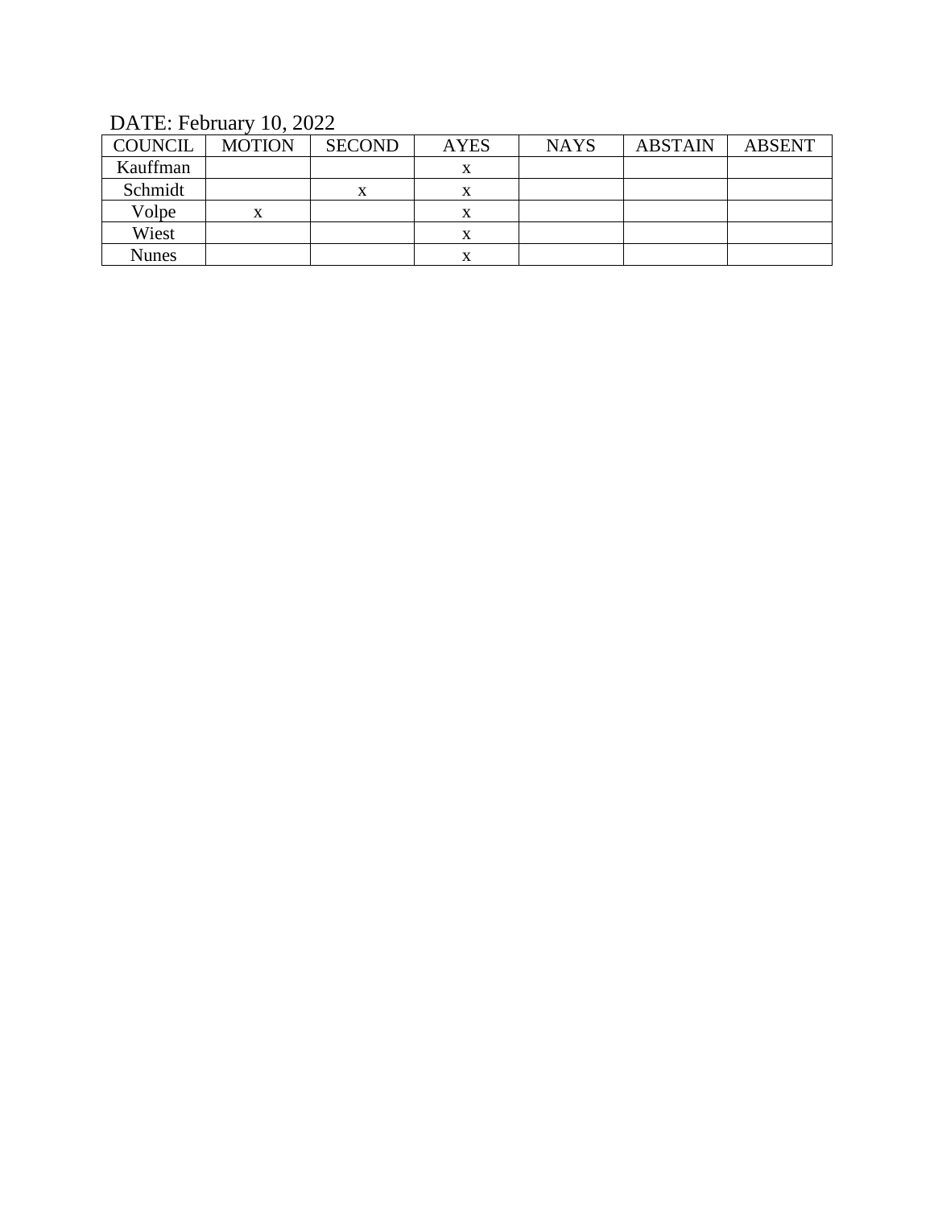DATE: February 10, 2022

| COUNCIL | MOTION | SECOND | AYES | NAYS | ABSTAIN | ABSENT |
|---|---|---|---|---|---|---|
| Kauffman | | | x | | | |
| Schmidt | | x | x | | | |
| Volpe | x | | x | | | |
| Wiest | | | x | | | |
| Nunes | | | x | | | |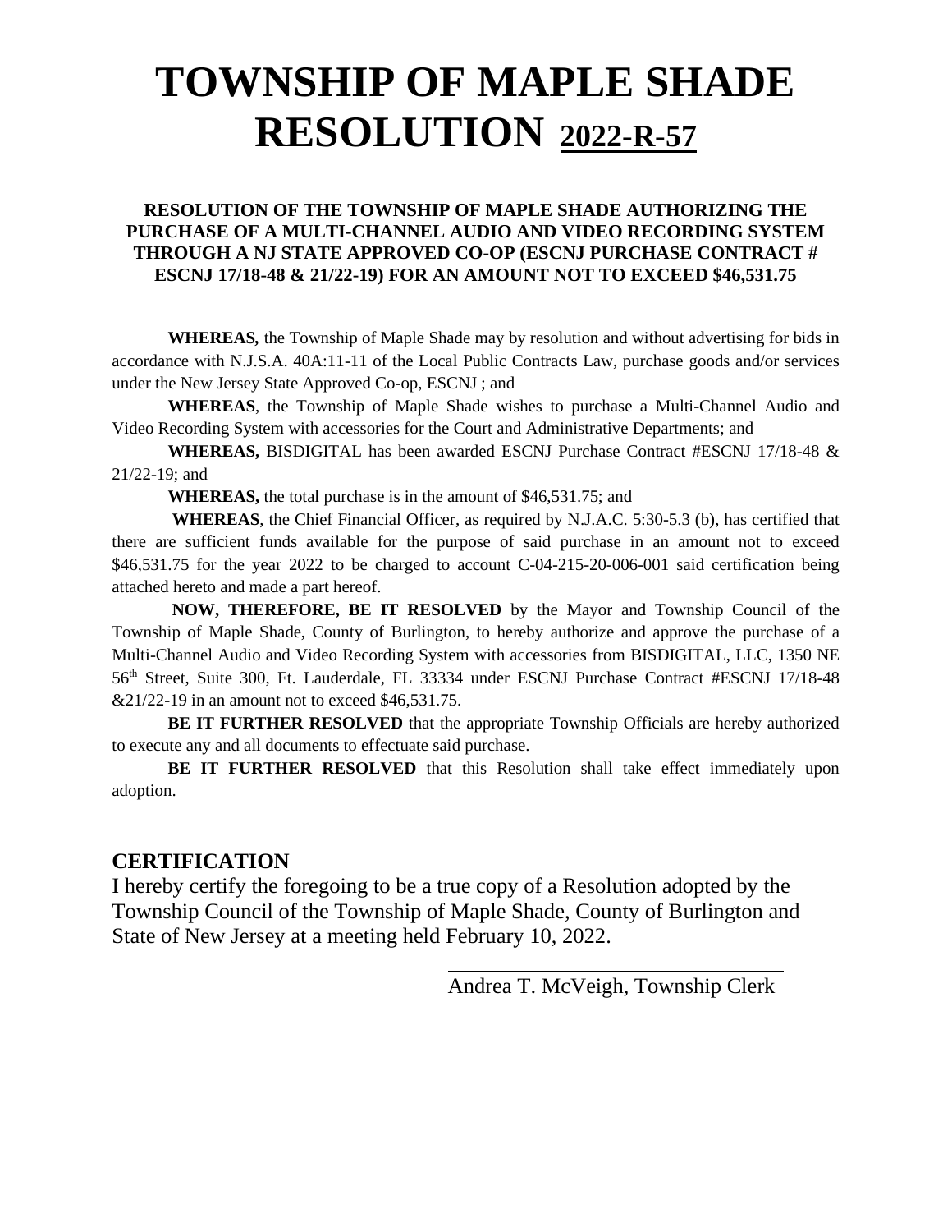# TOWNSHIP OF MAPLE SHADE RESOLUTION 2022-R-57

**RESOLUTION OF THE TOWNSHIP OF MAPLE SHADE AUTHORIZING THE PURCHASE OF A MULTI-CHANNEL AUDIO AND VIDEO RECORDING SYSTEM THROUGH A NJ STATE APPROVED CO-OP (ESCNJ PURCHASE CONTRACT # ESCNJ 17/18-48 & 21/22-19) FOR AN AMOUNT NOT TO EXCEED $46,531.75**

**WHEREAS,** the Township of Maple Shade may by resolution and without advertising for bids in accordance with N.J.S.A. 40A:11-11 of the Local Public Contracts Law, purchase goods and/or services under the New Jersey State Approved Co-op, ESCNJ ; and

**WHEREAS**, the Township of Maple Shade wishes to purchase a Multi-Channel Audio and Video Recording System with accessories for the Court and Administrative Departments; and

**WHEREAS,** BISDIGITAL has been awarded ESCNJ Purchase Contract #ESCNJ 17/18-48 & 21/22-19; and

**WHEREAS,** the total purchase is in the amount of $46,531.75; and

**WHEREAS**, the Chief Financial Officer, as required by N.J.A.C. 5:30-5.3 (b), has certified that there are sufficient funds available for the purpose of said purchase in an amount not to exceed $46,531.75 for the year 2022 to be charged to account C-04-215-20-006-001 said certification being attached hereto and made a part hereof.

**NOW, THEREFORE, BE IT RESOLVED** by the Mayor and Township Council of the Township of Maple Shade, County of Burlington, to hereby authorize and approve the purchase of a Multi-Channel Audio and Video Recording System with accessories from BISDIGITAL, LLC, 1350 NE 56th Street, Suite 300, Ft. Lauderdale, FL 33334 under ESCNJ Purchase Contract #ESCNJ 17/18-48 &21/22-19 in an amount not to exceed $46,531.75.

**BE IT FURTHER RESOLVED** that the appropriate Township Officials are hereby authorized to execute any and all documents to effectuate said purchase.

**BE IT FURTHER RESOLVED** that this Resolution shall take effect immediately upon adoption.

## CERTIFICATION

I hereby certify the foregoing to be a true copy of a Resolution adopted by the Township Council of the Township of Maple Shade, County of Burlington and State of New Jersey at a meeting held February 10, 2022.

Andrea T. McVeigh, Township Clerk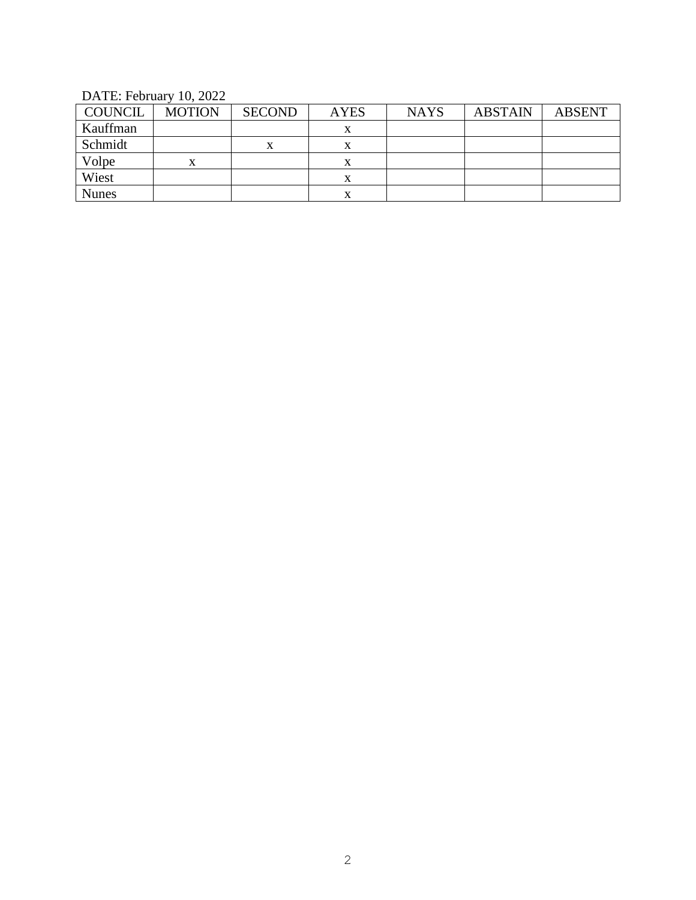DATE: February 10, 2022

| COUNCIL | MOTION | SECOND | AYES | NAYS | ABSTAIN | ABSENT |
|---|---|---|---|---|---|---|
| Kauffman | | | x | | | |
| Schmidt | | x | x | | | |
| Volpe | x | | x | | | |
| Wiest | | | x | | | |
| Nunes | | | x | | | |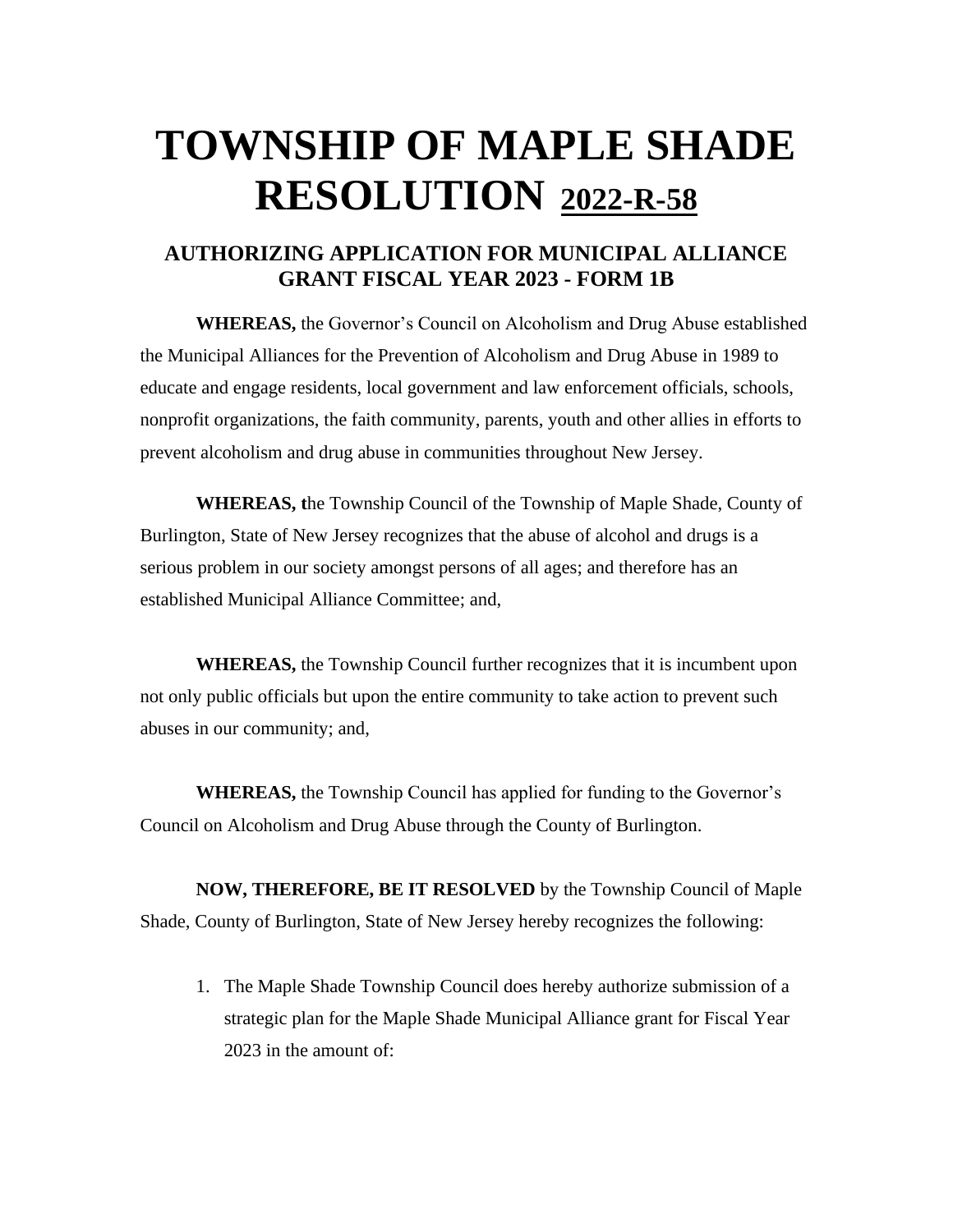# TOWNSHIP OF MAPLE SHADE RESOLUTION 2022-R-58

## AUTHORIZING APPLICATION FOR MUNICIPAL ALLIANCE GRANT FISCAL YEAR 2023 - FORM 1B

**WHEREAS,** the Governor's Council on Alcoholism and Drug Abuse established the Municipal Alliances for the Prevention of Alcoholism and Drug Abuse in 1989 to educate and engage residents, local government and law enforcement officials, schools, nonprofit organizations, the faith community, parents, youth and other allies in efforts to prevent alcoholism and drug abuse in communities throughout New Jersey.

**WHEREAS, t**he Township Council of the Township of Maple Shade, County of Burlington, State of New Jersey recognizes that the abuse of alcohol and drugs is a serious problem in our society amongst persons of all ages; and therefore has an established Municipal Alliance Committee; and,

**WHEREAS,** the Township Council further recognizes that it is incumbent upon not only public officials but upon the entire community to take action to prevent such abuses in our community; and,

**WHEREAS,** the Township Council has applied for funding to the Governor's Council on Alcoholism and Drug Abuse through the County of Burlington.

**NOW, THEREFORE, BE IT RESOLVED** by the Township Council of Maple Shade, County of Burlington, State of New Jersey hereby recognizes the following:

1. The Maple Shade Township Council does hereby authorize submission of a strategic plan for the Maple Shade Municipal Alliance grant for Fiscal Year 2023 in the amount of: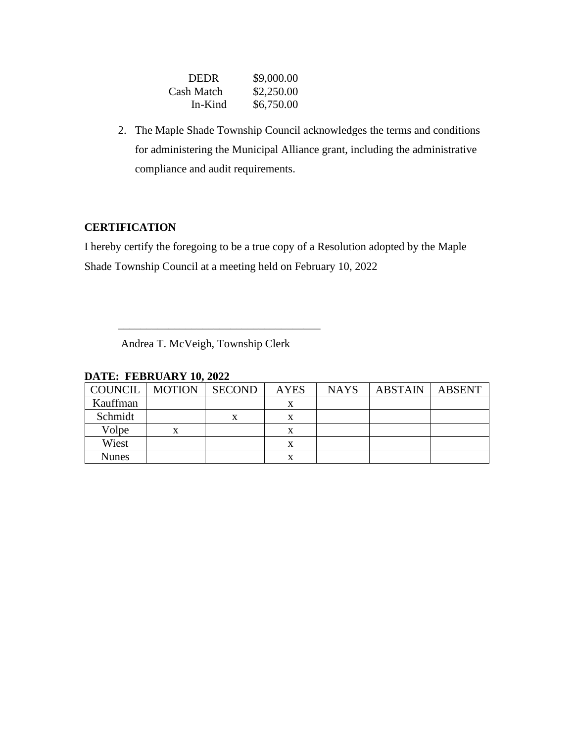| | |
|---|---|
| DEDR | $9,000.00 |
| Cash Match | $2,250.00 |
| In-Kind | $6,750.00 |

2. The Maple Shade Township Council acknowledges the terms and conditions for administering the Municipal Alliance grant, including the administrative compliance and audit requirements.

**CERTIFICATION**

I hereby certify the foregoing to be a true copy of a Resolution adopted by the Maple Shade Township Council at a meeting held on February 10, 2022

\_\_\_\_\_\_\_\_\_\_\_\_\_\_\_\_\_\_\_\_\_\_\_\_\_\_\_\_\_\_\_\_\_\_\_\_

Andrea T. McVeigh, Township Clerk

**DATE: FEBRUARY 10, 2022**

| COUNCIL | MOTION | SECOND | AYES | NAYS | ABSTAIN | ABSENT |
|---|---|---|---|---|---|---|
| Kauffman | | | x | | | |
| Schmidt | | x | x | | | |
| Volpe | x | | x | | | |
| Wiest | | | x | | | |
| Nunes | | | x | | | |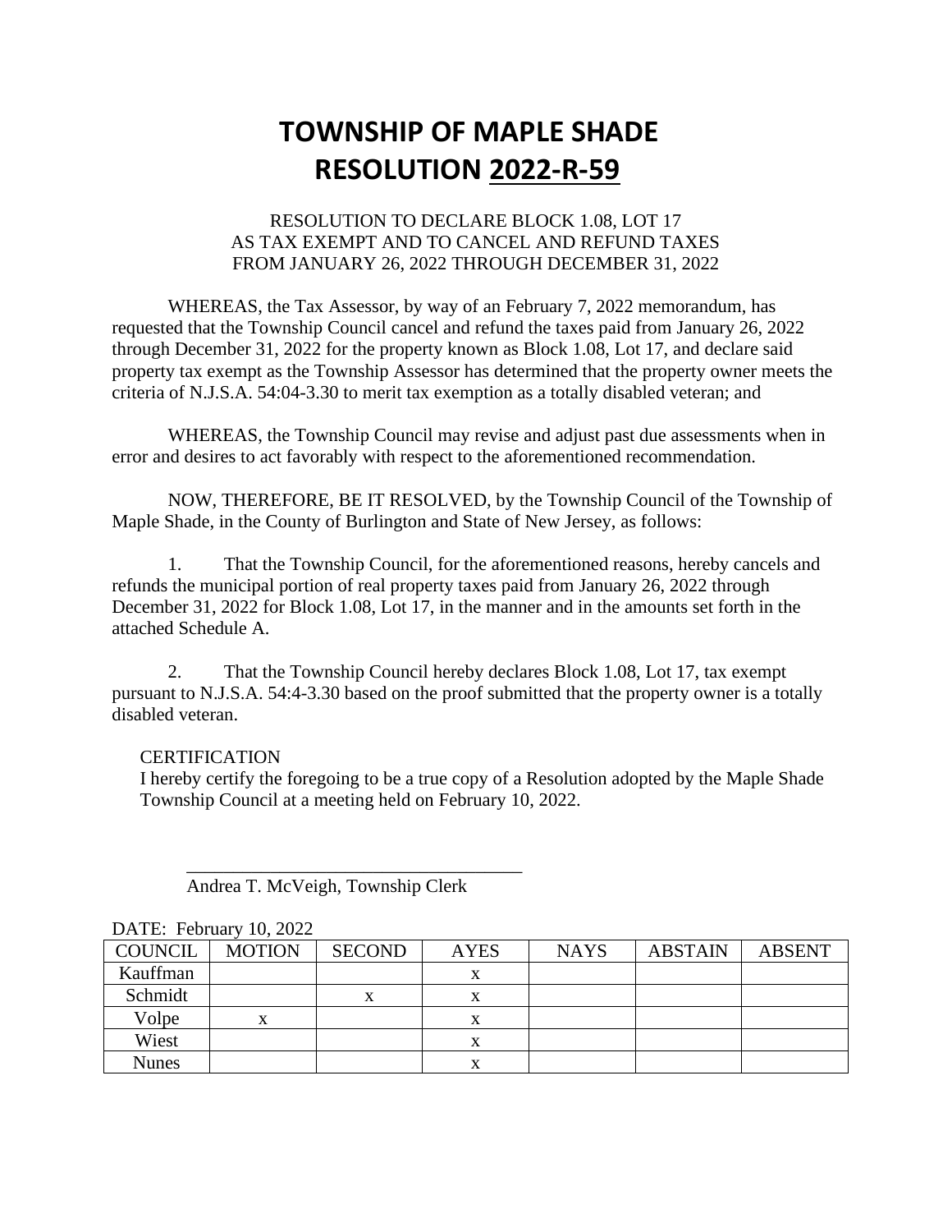# TOWNSHIP OF MAPLE SHADE
# RESOLUTION 2022-R-59

RESOLUTION TO DECLARE BLOCK 1.08, LOT 17
AS TAX EXEMPT AND TO CANCEL AND REFUND TAXES
FROM JANUARY 26, 2022 THROUGH DECEMBER 31, 2022

WHEREAS, the Tax Assessor, by way of an February 7, 2022 memorandum, has requested that the Township Council cancel and refund the taxes paid from January 26, 2022 through December 31, 2022 for the property known as Block 1.08, Lot 17, and declare said property tax exempt as the Township Assessor has determined that the property owner meets the criteria of N.J.S.A. 54:04-3.30 to merit tax exemption as a totally disabled veteran; and

WHEREAS, the Township Council may revise and adjust past due assessments when in error and desires to act favorably with respect to the aforementioned recommendation.

NOW, THEREFORE, BE IT RESOLVED, by the Township Council of the Township of Maple Shade, in the County of Burlington and State of New Jersey, as follows:

1. That the Township Council, for the aforementioned reasons, hereby cancels and refunds the municipal portion of real property taxes paid from January 26, 2022 through December 31, 2022 for Block 1.08, Lot 17, in the manner and in the amounts set forth in the attached Schedule A.

2. That the Township Council hereby declares Block 1.08, Lot 17, tax exempt pursuant to N.J.S.A. 54:4-3.30 based on the proof submitted that the property owner is a totally disabled veteran.

CERTIFICATION
I hereby certify the foregoing to be a true copy of a Resolution adopted by the Maple Shade Township Council at a meeting held on February 10, 2022.

\_\_\_\_\_\_\_\_\_\_\_\_\_\_\_\_\_\_\_\_\_\_\_\_\_\_\_\_\_\_\_\_\_\_\_\_
Andrea T. McVeigh, Township Clerk

DATE: February 10, 2022

| COUNCIL | MOTION | SECOND | AYES | NAYS | ABSTAIN | ABSENT |
|---|---|---|---|---|---|---|
| Kauffman | | | x | | | |
| Schmidt | | x | x | | | |
| Volpe | x | | x | | | |
| Wiest | | | x | | | |
| Nunes | | | x | | | |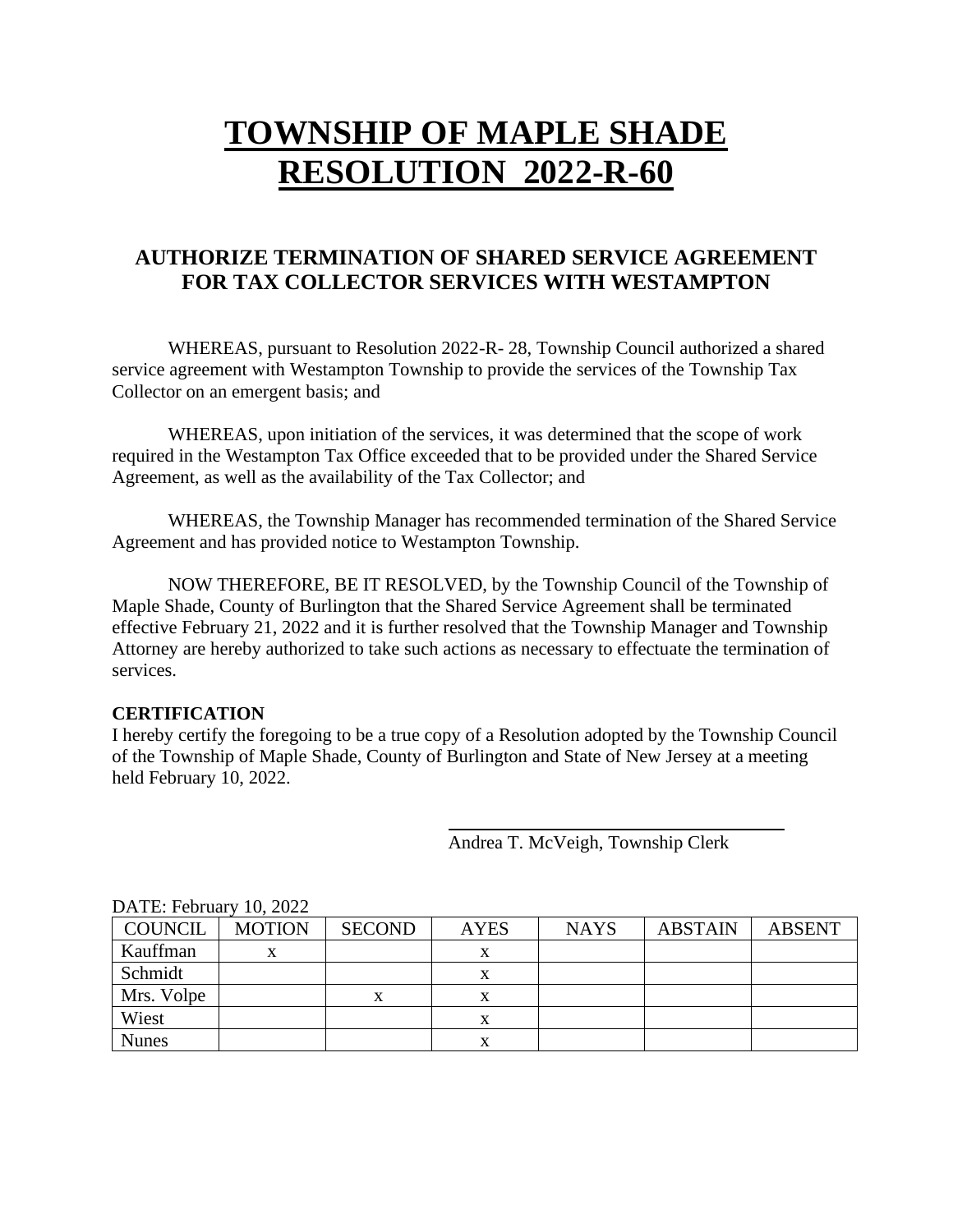# TOWNSHIP OF MAPLE SHADE
# RESOLUTION 2022-R-60

## AUTHORIZE TERMINATION OF SHARED SERVICE AGREEMENT FOR TAX COLLECTOR SERVICES WITH WESTAMPTON

WHEREAS, pursuant to Resolution 2022-R- 28, Township Council authorized a shared service agreement with Westampton Township to provide the services of the Township Tax Collector on an emergent basis; and

WHEREAS, upon initiation of the services, it was determined that the scope of work required in the Westampton Tax Office exceeded that to be provided under the Shared Service Agreement, as well as the availability of the Tax Collector; and

WHEREAS, the Township Manager has recommended termination of the Shared Service Agreement and has provided notice to Westampton Township.

NOW THEREFORE, BE IT RESOLVED, by the Township Council of the Township of Maple Shade, County of Burlington that the Shared Service Agreement shall be terminated effective February 21, 2022 and it is further resolved that the Township Manager and Township Attorney are hereby authorized to take such actions as necessary to effectuate the termination of services.

**CERTIFICATION**
I hereby certify the foregoing to be a true copy of a Resolution adopted by the Township Council of the Township of Maple Shade, County of Burlington and State of New Jersey at a meeting held February 10, 2022.

Andrea T. McVeigh, Township Clerk

DATE: February 10, 2022

| COUNCIL | MOTION | SECOND | AYES | NAYS | ABSTAIN | ABSENT |
|---|---|---|---|---|---|---|
| Kauffman | x | | x | | | |
| Schmidt | | | x | | | |
| Mrs. Volpe | | x | x | | | |
| Wiest | | | x | | | |
| Nunes | | | x | | | |